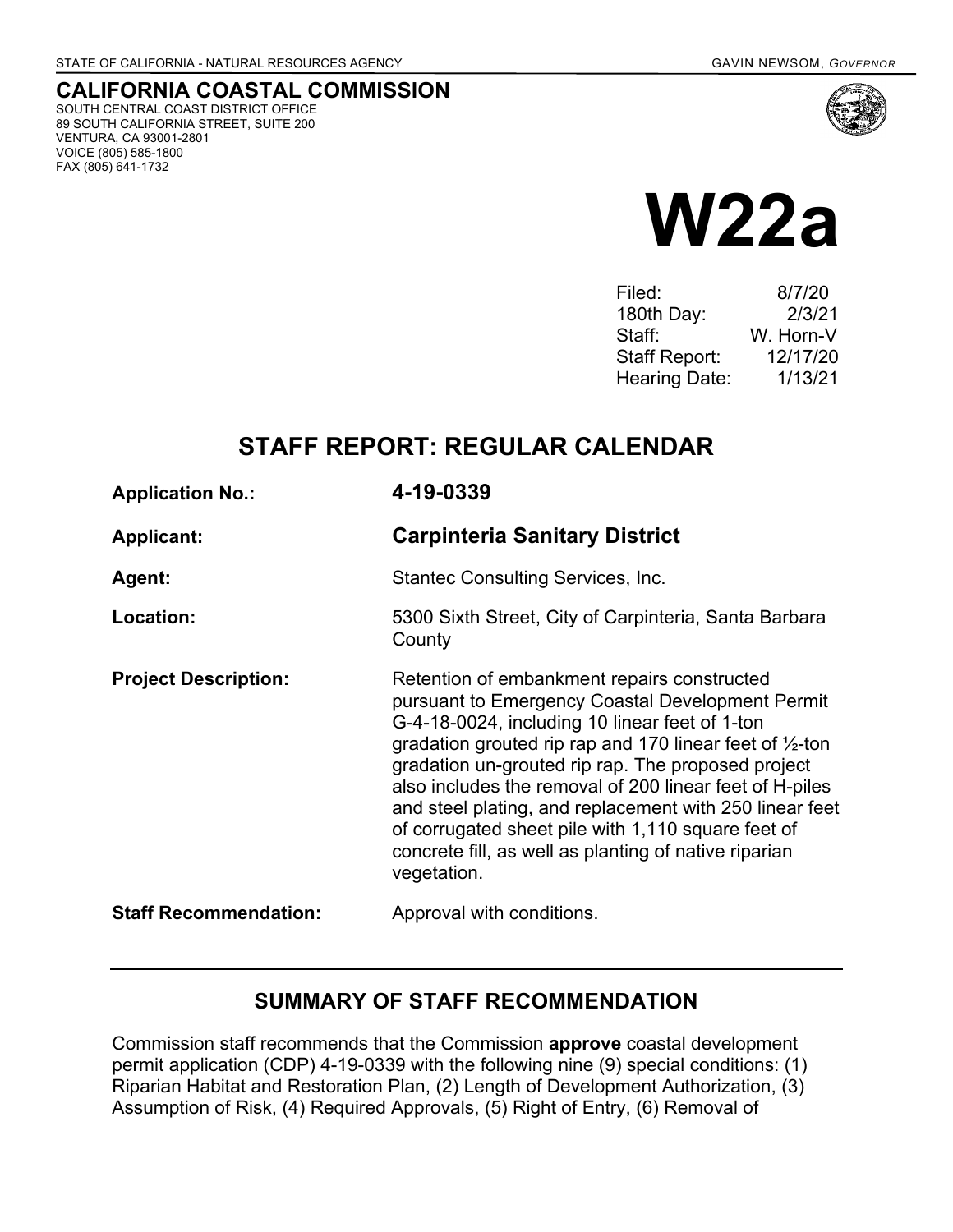STATE OF CALIFORNIA - NATURAL RESOURCES AGENCY

GAVIN NEWSOM, *GOVERNOR*

**CALIFORNIA COASTAL COMMISSION**
SOUTH CENTRAL COAST DISTRICT OFFICE
89 SOUTH CALIFORNIA STREET, SUITE 200
VENTURA, CA 93001-2801
VOICE (805) 585-1800
FAX (805) 641-1732

# W22a

| | |
|---|---|
| Filed: | 8/7/20 |
| 180th Day: | 2/3/21 |
| Staff: | W. Horn-V |
| Staff Report: | 12/17/20 |
| Hearing Date: | 1/13/21 |

## STAFF REPORT: REGULAR CALENDAR

**Application No.:** **4-19-0339**

**Applicant:** **Carpinteria Sanitary District**

**Agent:** Stantec Consulting Services, Inc.

**Location:** 5300 Sixth Street, City of Carpinteria, Santa Barbara County

**Project Description:** Retention of embankment repairs constructed pursuant to Emergency Coastal Development Permit G-4-18-0024, including 10 linear feet of 1-ton gradation grouted rip rap and 170 linear feet of ½-ton gradation un-grouted rip rap. The proposed project also includes the removal of 200 linear feet of H-piles and steel plating, and replacement with 250 linear feet of corrugated sheet pile with 1,110 square feet of concrete fill, as well as planting of native riparian vegetation.

**Staff Recommendation:** Approval with conditions.

## SUMMARY OF STAFF RECOMMENDATION

Commission staff recommends that the Commission **approve** coastal development permit application (CDP) 4-19-0339 with the following nine (9) special conditions: (1) Riparian Habitat and Restoration Plan, (2) Length of Development Authorization, (3) Assumption of Risk, (4) Required Approvals, (5) Right of Entry, (6) Removal of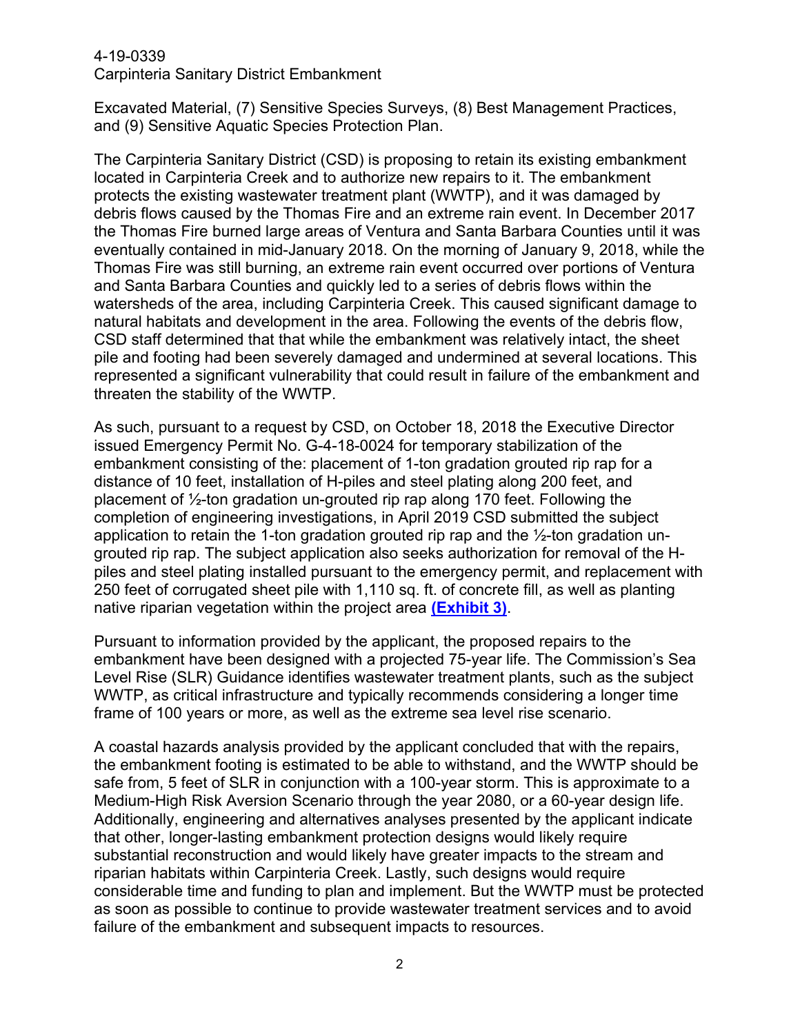Excavated Material, (7) Sensitive Species Surveys, (8) Best Management Practices, and (9) Sensitive Aquatic Species Protection Plan.

The Carpinteria Sanitary District (CSD) is proposing to retain its existing embankment located in Carpinteria Creek and to authorize new repairs to it. The embankment protects the existing wastewater treatment plant (WWTP), and it was damaged by debris flows caused by the Thomas Fire and an extreme rain event. In December 2017 the Thomas Fire burned large areas of Ventura and Santa Barbara Counties until it was eventually contained in mid-January 2018. On the morning of January 9, 2018, while the Thomas Fire was still burning, an extreme rain event occurred over portions of Ventura and Santa Barbara Counties and quickly led to a series of debris flows within the watersheds of the area, including Carpinteria Creek. This caused significant damage to natural habitats and development in the area. Following the events of the debris flow, CSD staff determined that that while the embankment was relatively intact, the sheet pile and footing had been severely damaged and undermined at several locations. This represented a significant vulnerability that could result in failure of the embankment and threaten the stability of the WWTP.

As such, pursuant to a request by CSD, on October 18, 2018 the Executive Director issued Emergency Permit No. G-4-18-0024 for temporary stabilization of the embankment consisting of the: placement of 1-ton gradation grouted rip rap for a distance of 10 feet, installation of H-piles and steel plating along 200 feet, and placement of ½-ton gradation un-grouted rip rap along 170 feet. Following the completion of engineering investigations, in April 2019 CSD submitted the subject application to retain the 1-ton gradation grouted rip rap and the ½-ton gradation un-grouted rip rap. The subject application also seeks authorization for removal of the H-piles and steel plating installed pursuant to the emergency permit, and replacement with 250 feet of corrugated sheet pile with 1,110 sq. ft. of concrete fill, as well as planting native riparian vegetation within the project area **(Exhibit 3)**.

Pursuant to information provided by the applicant, the proposed repairs to the embankment have been designed with a projected 75-year life. The Commission's Sea Level Rise (SLR) Guidance identifies wastewater treatment plants, such as the subject WWTP, as critical infrastructure and typically recommends considering a longer time frame of 100 years or more, as well as the extreme sea level rise scenario.

A coastal hazards analysis provided by the applicant concluded that with the repairs, the embankment footing is estimated to be able to withstand, and the WWTP should be safe from, 5 feet of SLR in conjunction with a 100-year storm. This is approximate to a Medium-High Risk Aversion Scenario through the year 2080, or a 60-year design life. Additionally, engineering and alternatives analyses presented by the applicant indicate that other, longer-lasting embankment protection designs would likely require substantial reconstruction and would likely have greater impacts to the stream and riparian habitats within Carpinteria Creek. Lastly, such designs would require considerable time and funding to plan and implement. But the WWTP must be protected as soon as possible to continue to provide wastewater treatment services and to avoid failure of the embankment and subsequent impacts to resources.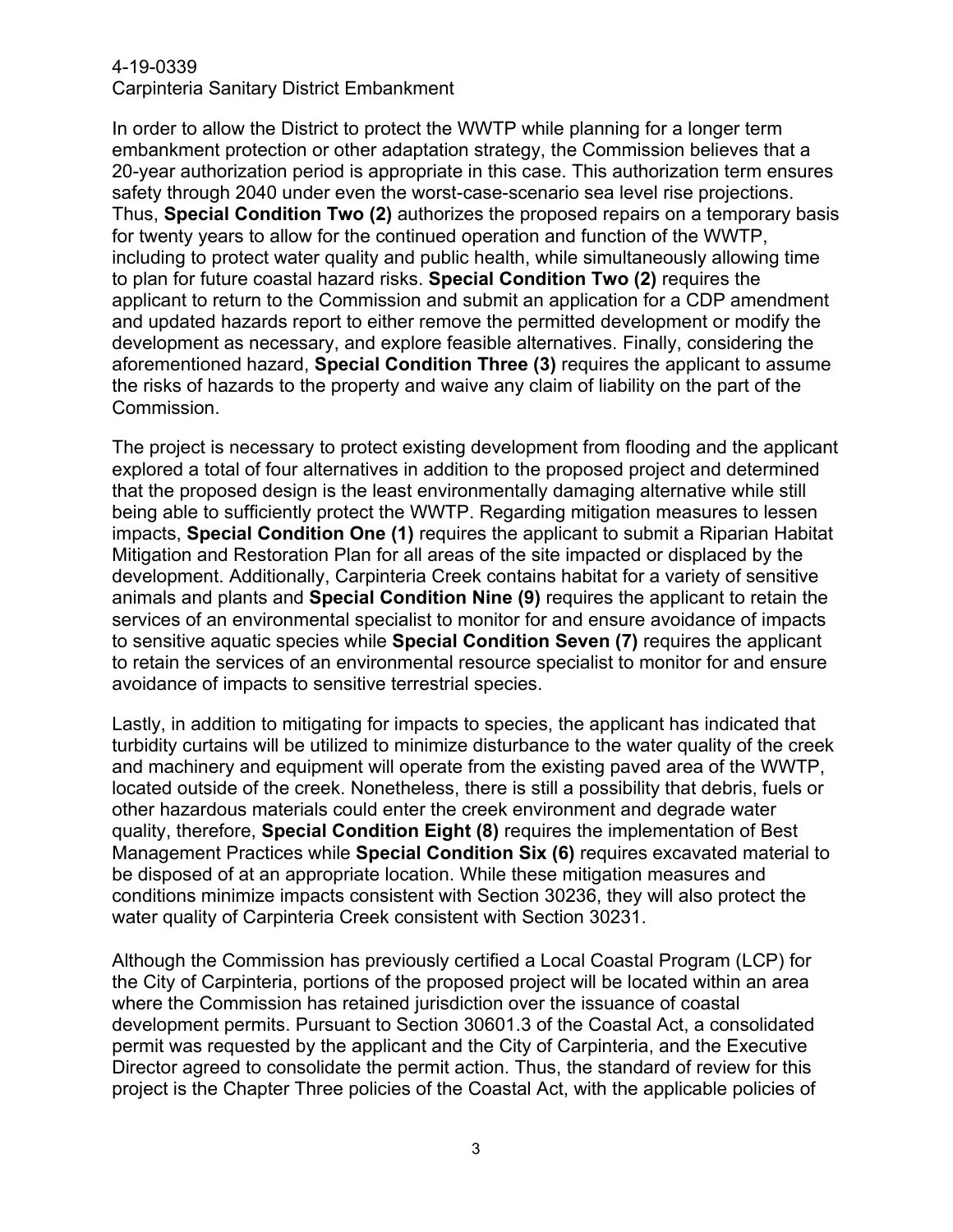In order to allow the District to protect the WWTP while planning for a longer term embankment protection or other adaptation strategy, the Commission believes that a 20-year authorization period is appropriate in this case. This authorization term ensures safety through 2040 under even the worst-case-scenario sea level rise projections. Thus, **Special Condition Two (2)** authorizes the proposed repairs on a temporary basis for twenty years to allow for the continued operation and function of the WWTP, including to protect water quality and public health, while simultaneously allowing time to plan for future coastal hazard risks. **Special Condition Two (2)** requires the applicant to return to the Commission and submit an application for a CDP amendment and updated hazards report to either remove the permitted development or modify the development as necessary, and explore feasible alternatives. Finally, considering the aforementioned hazard, **Special Condition Three (3)** requires the applicant to assume the risks of hazards to the property and waive any claim of liability on the part of the Commission.

The project is necessary to protect existing development from flooding and the applicant explored a total of four alternatives in addition to the proposed project and determined that the proposed design is the least environmentally damaging alternative while still being able to sufficiently protect the WWTP. Regarding mitigation measures to lessen impacts, **Special Condition One (1)** requires the applicant to submit a Riparian Habitat Mitigation and Restoration Plan for all areas of the site impacted or displaced by the development. Additionally, Carpinteria Creek contains habitat for a variety of sensitive animals and plants and **Special Condition Nine (9)** requires the applicant to retain the services of an environmental specialist to monitor for and ensure avoidance of impacts to sensitive aquatic species while **Special Condition Seven (7)** requires the applicant to retain the services of an environmental resource specialist to monitor for and ensure avoidance of impacts to sensitive terrestrial species.

Lastly, in addition to mitigating for impacts to species, the applicant has indicated that turbidity curtains will be utilized to minimize disturbance to the water quality of the creek and machinery and equipment will operate from the existing paved area of the WWTP, located outside of the creek. Nonetheless, there is still a possibility that debris, fuels or other hazardous materials could enter the creek environment and degrade water quality, therefore, **Special Condition Eight (8)** requires the implementation of Best Management Practices while **Special Condition Six (6)** requires excavated material to be disposed of at an appropriate location. While these mitigation measures and conditions minimize impacts consistent with Section 30236, they will also protect the water quality of Carpinteria Creek consistent with Section 30231.

Although the Commission has previously certified a Local Coastal Program (LCP) for the City of Carpinteria, portions of the proposed project will be located within an area where the Commission has retained jurisdiction over the issuance of coastal development permits. Pursuant to Section 30601.3 of the Coastal Act, a consolidated permit was requested by the applicant and the City of Carpinteria, and the Executive Director agreed to consolidate the permit action. Thus, the standard of review for this project is the Chapter Three policies of the Coastal Act, with the applicable policies of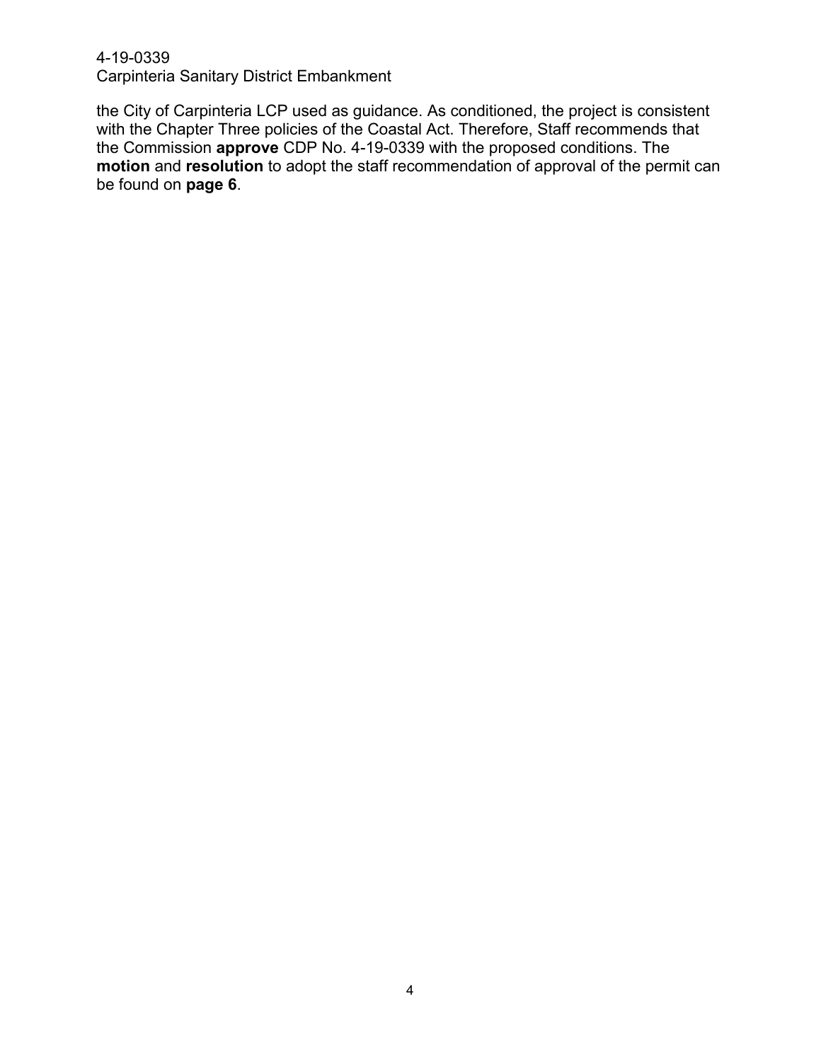the City of Carpinteria LCP used as guidance. As conditioned, the project is consistent with the Chapter Three policies of the Coastal Act. Therefore, Staff recommends that the Commission **approve** CDP No. 4-19-0339 with the proposed conditions. The **motion** and **resolution** to adopt the staff recommendation of approval of the permit can be found on **page 6**.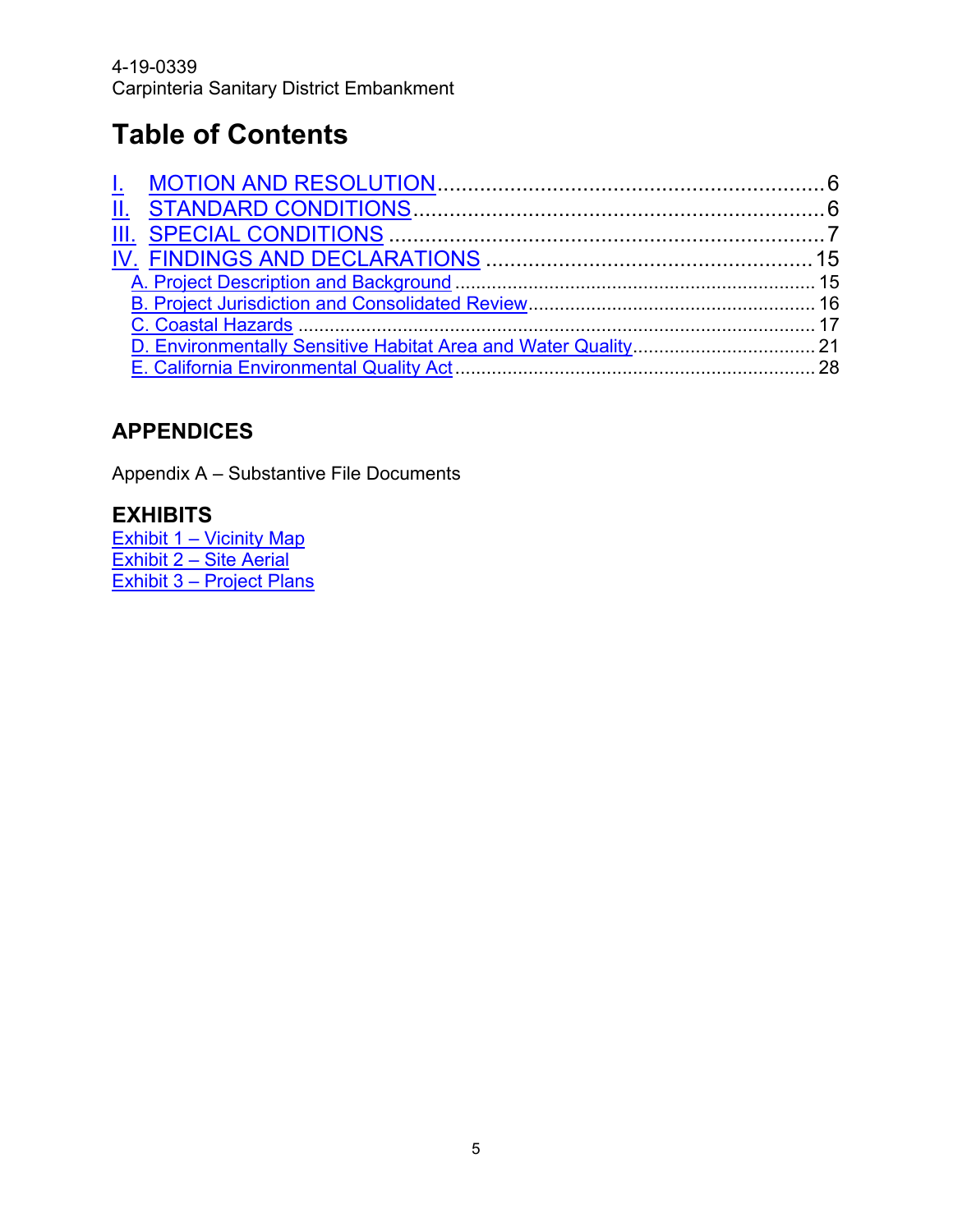# Table of Contents

- I. MOTION AND RESOLUTION ........................................................ 6
- II. STANDARD CONDITIONS ........................................................ 6
- III. SPECIAL CONDITIONS ........................................................ 7
- IV. FINDINGS AND DECLARATIONS ........................................................ 15
  - A. Project Description and Background ........................................................ 15
  - B. Project Jurisdiction and Consolidated Review ........................................................ 16
  - C. Coastal Hazards ........................................................ 17
  - D. Environmentally Sensitive Habitat Area and Water Quality ........................................................ 21
  - E. California Environmental Quality Act ........................................................ 28

## APPENDICES

Appendix A – Substantive File Documents

## EXHIBITS

Exhibit 1 – Vicinity Map
Exhibit 2 – Site Aerial
Exhibit 3 – Project Plans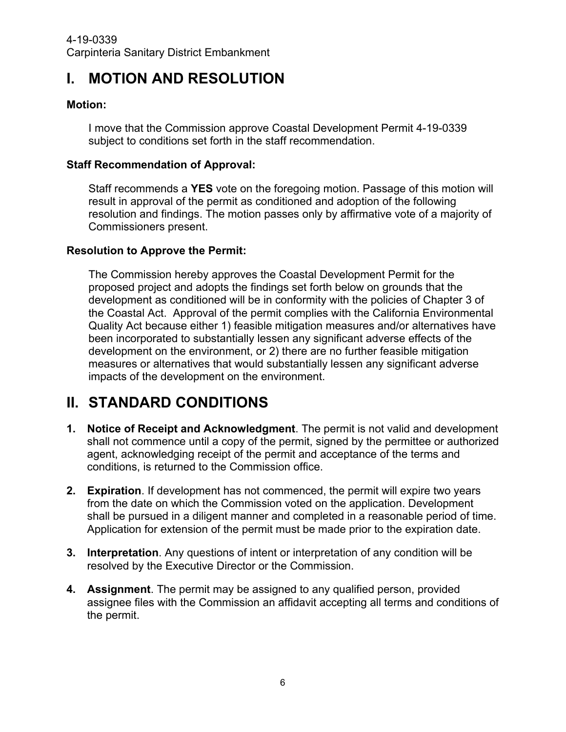# I. MOTION AND RESOLUTION

**Motion:**

I move that the Commission approve Coastal Development Permit 4-19-0339 subject to conditions set forth in the staff recommendation.

**Staff Recommendation of Approval:**

Staff recommends a **YES** vote on the foregoing motion. Passage of this motion will result in approval of the permit as conditioned and adoption of the following resolution and findings. The motion passes only by affirmative vote of a majority of Commissioners present.

**Resolution to Approve the Permit:**

The Commission hereby approves the Coastal Development Permit for the proposed project and adopts the findings set forth below on grounds that the development as conditioned will be in conformity with the policies of Chapter 3 of the Coastal Act. Approval of the permit complies with the California Environmental Quality Act because either 1) feasible mitigation measures and/or alternatives have been incorporated to substantially lessen any significant adverse effects of the development on the environment, or 2) there are no further feasible mitigation measures or alternatives that would substantially lessen any significant adverse impacts of the development on the environment.

# II. STANDARD CONDITIONS

1. **Notice of Receipt and Acknowledgment**. The permit is not valid and development shall not commence until a copy of the permit, signed by the permittee or authorized agent, acknowledging receipt of the permit and acceptance of the terms and conditions, is returned to the Commission office.

2. **Expiration**. If development has not commenced, the permit will expire two years from the date on which the Commission voted on the application. Development shall be pursued in a diligent manner and completed in a reasonable period of time. Application for extension of the permit must be made prior to the expiration date.

3. **Interpretation**. Any questions of intent or interpretation of any condition will be resolved by the Executive Director or the Commission.

4. **Assignment**. The permit may be assigned to any qualified person, provided assignee files with the Commission an affidavit accepting all terms and conditions of the permit.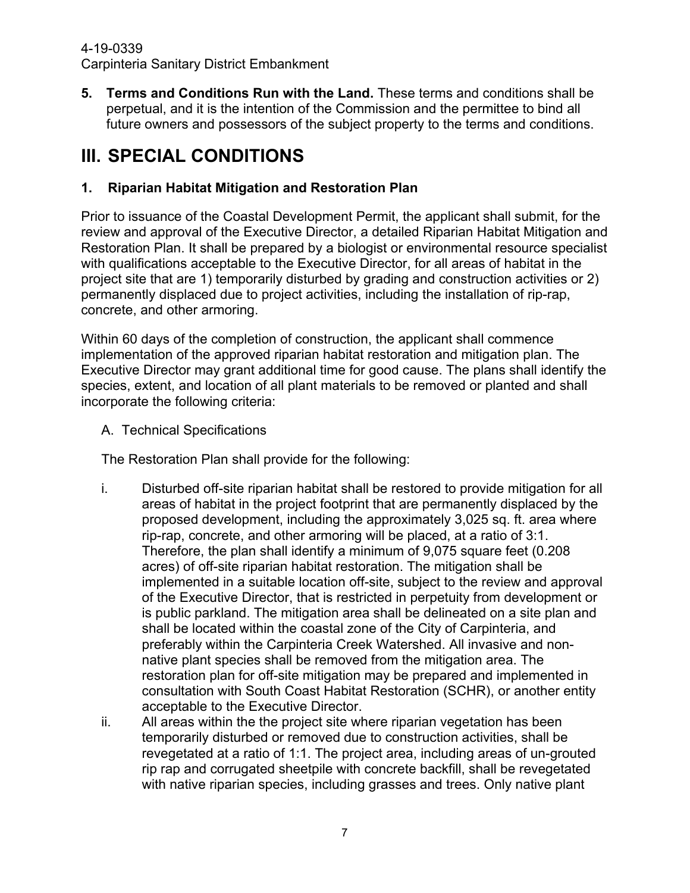5. **Terms and Conditions Run with the Land.** These terms and conditions shall be perpetual, and it is the intention of the Commission and the permittee to bind all future owners and possessors of the subject property to the terms and conditions.

# III. SPECIAL CONDITIONS

## 1. Riparian Habitat Mitigation and Restoration Plan

Prior to issuance of the Coastal Development Permit, the applicant shall submit, for the review and approval of the Executive Director, a detailed Riparian Habitat Mitigation and Restoration Plan. It shall be prepared by a biologist or environmental resource specialist with qualifications acceptable to the Executive Director, for all areas of habitat in the project site that are 1) temporarily disturbed by grading and construction activities or 2) permanently displaced due to project activities, including the installation of rip-rap, concrete, and other armoring.

Within 60 days of the completion of construction, the applicant shall commence implementation of the approved riparian habitat restoration and mitigation plan. The Executive Director may grant additional time for good cause. The plans shall identify the species, extent, and location of all plant materials to be removed or planted and shall incorporate the following criteria:

A. Technical Specifications

The Restoration Plan shall provide for the following:

i. Disturbed off-site riparian habitat shall be restored to provide mitigation for all areas of habitat in the project footprint that are permanently displaced by the proposed development, including the approximately 3,025 sq. ft. area where rip-rap, concrete, and other armoring will be placed, at a ratio of 3:1. Therefore, the plan shall identify a minimum of 9,075 square feet (0.208 acres) of off-site riparian habitat restoration. The mitigation shall be implemented in a suitable location off-site, subject to the review and approval of the Executive Director, that is restricted in perpetuity from development or is public parkland. The mitigation area shall be delineated on a site plan and shall be located within the coastal zone of the City of Carpinteria, and preferably within the Carpinteria Creek Watershed. All invasive and non-native plant species shall be removed from the mitigation area. The restoration plan for off-site mitigation may be prepared and implemented in consultation with South Coast Habitat Restoration (SCHR), or another entity acceptable to the Executive Director.

ii. All areas within the the project site where riparian vegetation has been temporarily disturbed or removed due to construction activities, shall be revegetated at a ratio of 1:1. The project area, including areas of un-grouted rip rap and corrugated sheetpile with concrete backfill, shall be revegetated with native riparian species, including grasses and trees. Only native plant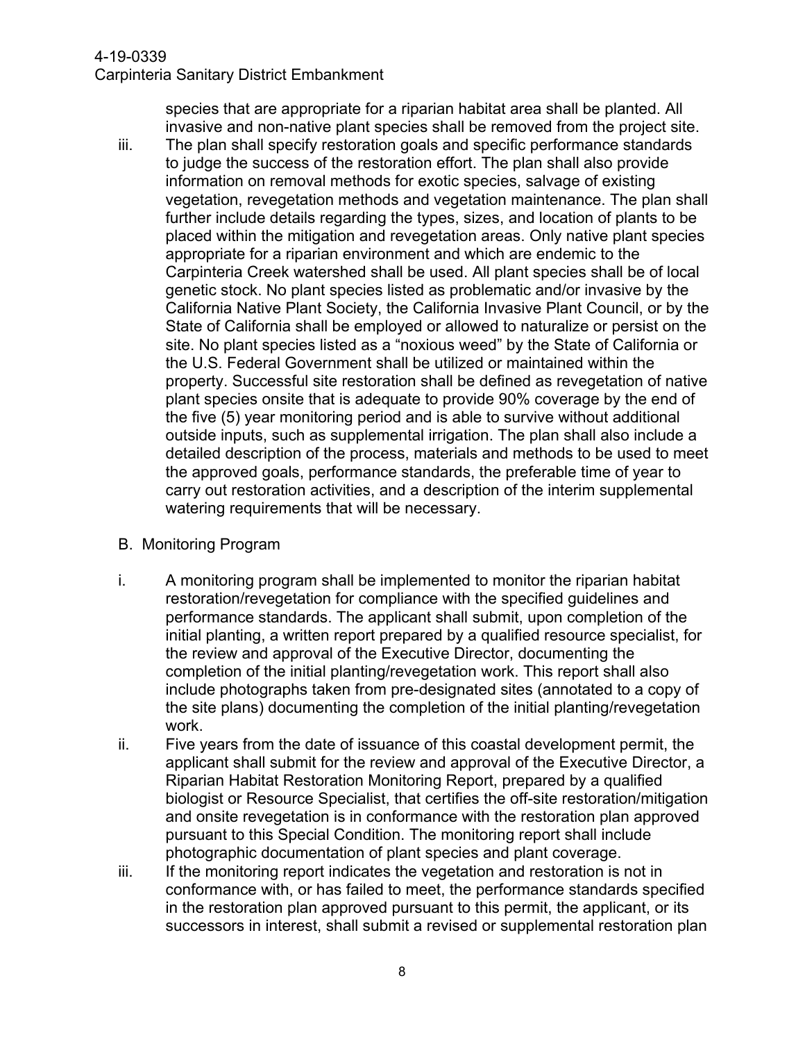species that are appropriate for a riparian habitat area shall be planted. All invasive and non-native plant species shall be removed from the project site.

iii. The plan shall specify restoration goals and specific performance standards to judge the success of the restoration effort. The plan shall also provide information on removal methods for exotic species, salvage of existing vegetation, revegetation methods and vegetation maintenance. The plan shall further include details regarding the types, sizes, and location of plants to be placed within the mitigation and revegetation areas. Only native plant species appropriate for a riparian environment and which are endemic to the Carpinteria Creek watershed shall be used. All plant species shall be of local genetic stock. No plant species listed as problematic and/or invasive by the California Native Plant Society, the California Invasive Plant Council, or by the State of California shall be employed or allowed to naturalize or persist on the site. No plant species listed as a "noxious weed" by the State of California or the U.S. Federal Government shall be utilized or maintained within the property. Successful site restoration shall be defined as revegetation of native plant species onsite that is adequate to provide 90% coverage by the end of the five (5) year monitoring period and is able to survive without additional outside inputs, such as supplemental irrigation. The plan shall also include a detailed description of the process, materials and methods to be used to meet the approved goals, performance standards, the preferable time of year to carry out restoration activities, and a description of the interim supplemental watering requirements that will be necessary.

B. Monitoring Program

i. A monitoring program shall be implemented to monitor the riparian habitat restoration/revegetation for compliance with the specified guidelines and performance standards. The applicant shall submit, upon completion of the initial planting, a written report prepared by a qualified resource specialist, for the review and approval of the Executive Director, documenting the completion of the initial planting/revegetation work. This report shall also include photographs taken from pre-designated sites (annotated to a copy of the site plans) documenting the completion of the initial planting/revegetation work.

ii. Five years from the date of issuance of this coastal development permit, the applicant shall submit for the review and approval of the Executive Director, a Riparian Habitat Restoration Monitoring Report, prepared by a qualified biologist or Resource Specialist, that certifies the off-site restoration/mitigation and onsite revegetation is in conformance with the restoration plan approved pursuant to this Special Condition. The monitoring report shall include photographic documentation of plant species and plant coverage.

iii. If the monitoring report indicates the vegetation and restoration is not in conformance with, or has failed to meet, the performance standards specified in the restoration plan approved pursuant to this permit, the applicant, or its successors in interest, shall submit a revised or supplemental restoration plan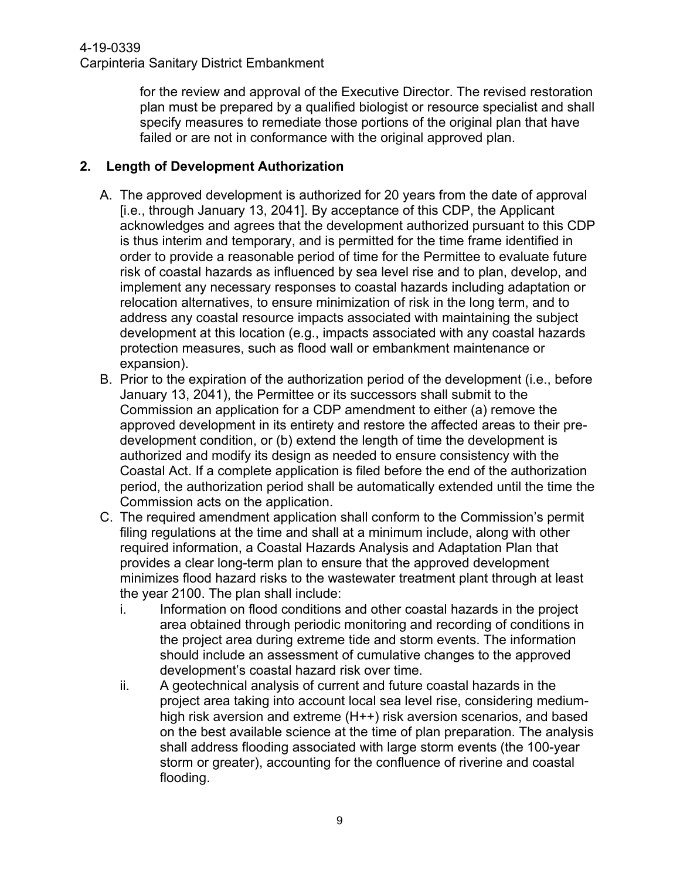for the review and approval of the Executive Director. The revised restoration plan must be prepared by a qualified biologist or resource specialist and shall specify measures to remediate those portions of the original plan that have failed or are not in conformance with the original approved plan.

## 2. Length of Development Authorization

A. The approved development is authorized for 20 years from the date of approval [i.e., through January 13, 2041]. By acceptance of this CDP, the Applicant acknowledges and agrees that the development authorized pursuant to this CDP is thus interim and temporary, and is permitted for the time frame identified in order to provide a reasonable period of time for the Permittee to evaluate future risk of coastal hazards as influenced by sea level rise and to plan, develop, and implement any necessary responses to coastal hazards including adaptation or relocation alternatives, to ensure minimization of risk in the long term, and to address any coastal resource impacts associated with maintaining the subject development at this location (e.g., impacts associated with any coastal hazards protection measures, such as flood wall or embankment maintenance or expansion).

B. Prior to the expiration of the authorization period of the development (i.e., before January 13, 2041), the Permittee or its successors shall submit to the Commission an application for a CDP amendment to either (a) remove the approved development in its entirety and restore the affected areas to their pre-development condition, or (b) extend the length of time the development is authorized and modify its design as needed to ensure consistency with the Coastal Act. If a complete application is filed before the end of the authorization period, the authorization period shall be automatically extended until the time the Commission acts on the application.

C. The required amendment application shall conform to the Commission's permit filing regulations at the time and shall at a minimum include, along with other required information, a Coastal Hazards Analysis and Adaptation Plan that provides a clear long-term plan to ensure that the approved development minimizes flood hazard risks to the wastewater treatment plant through at least the year 2100. The plan shall include:

   i. Information on flood conditions and other coastal hazards in the project area obtained through periodic monitoring and recording of conditions in the project area during extreme tide and storm events. The information should include an assessment of cumulative changes to the approved development's coastal hazard risk over time.

   ii. A geotechnical analysis of current and future coastal hazards in the project area taking into account local sea level rise, considering medium-high risk aversion and extreme (H++) risk aversion scenarios, and based on the best available science at the time of plan preparation. The analysis shall address flooding associated with large storm events (the 100-year storm or greater), accounting for the confluence of riverine and coastal flooding.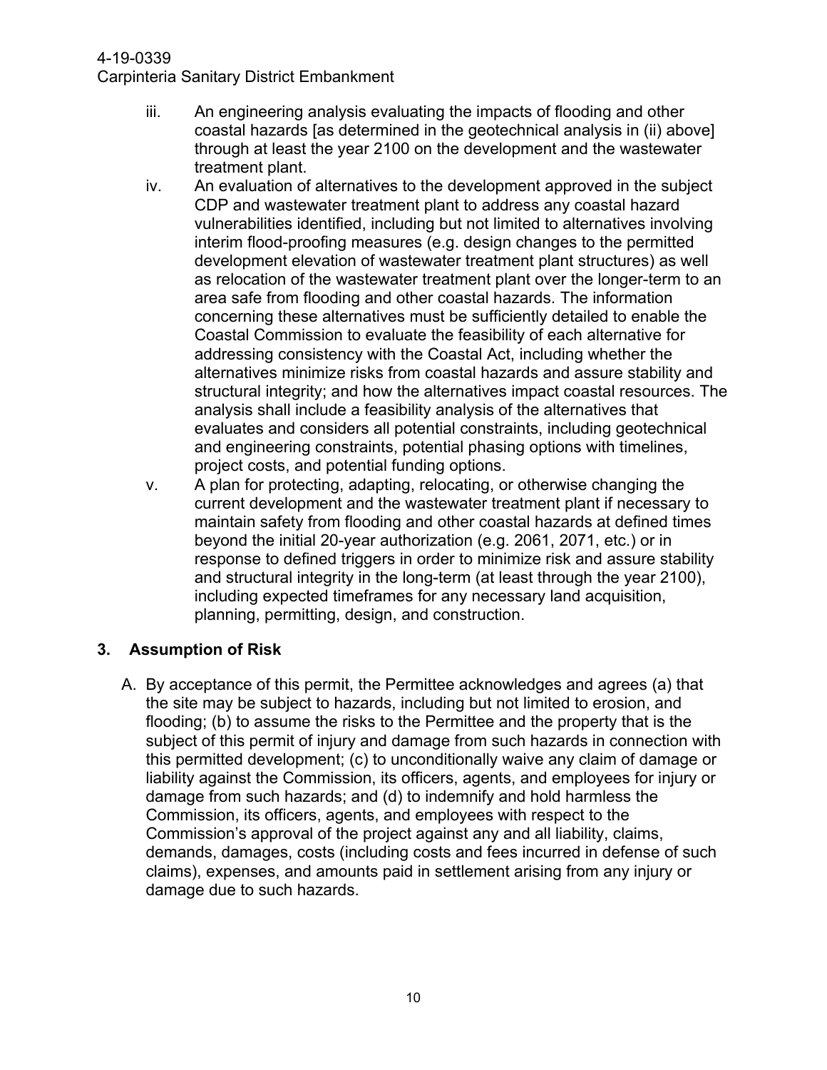iii. An engineering analysis evaluating the impacts of flooding and other coastal hazards [as determined in the geotechnical analysis in (ii) above] through at least the year 2100 on the development and the wastewater treatment plant.

iv. An evaluation of alternatives to the development approved in the subject CDP and wastewater treatment plant to address any coastal hazard vulnerabilities identified, including but not limited to alternatives involving interim flood-proofing measures (e.g. design changes to the permitted development elevation of wastewater treatment plant structures) as well as relocation of the wastewater treatment plant over the longer-term to an area safe from flooding and other coastal hazards. The information concerning these alternatives must be sufficiently detailed to enable the Coastal Commission to evaluate the feasibility of each alternative for addressing consistency with the Coastal Act, including whether the alternatives minimize risks from coastal hazards and assure stability and structural integrity; and how the alternatives impact coastal resources. The analysis shall include a feasibility analysis of the alternatives that evaluates and considers all potential constraints, including geotechnical and engineering constraints, potential phasing options with timelines, project costs, and potential funding options.

v. A plan for protecting, adapting, relocating, or otherwise changing the current development and the wastewater treatment plant if necessary to maintain safety from flooding and other coastal hazards at defined times beyond the initial 20-year authorization (e.g. 2061, 2071, etc.) or in response to defined triggers in order to minimize risk and assure stability and structural integrity in the long-term (at least through the year 2100), including expected timeframes for any necessary land acquisition, planning, permitting, design, and construction.

## 3. Assumption of Risk

A. By acceptance of this permit, the Permittee acknowledges and agrees (a) that the site may be subject to hazards, including but not limited to erosion, and flooding; (b) to assume the risks to the Permittee and the property that is the subject of this permit of injury and damage from such hazards in connection with this permitted development; (c) to unconditionally waive any claim of damage or liability against the Commission, its officers, agents, and employees for injury or damage from such hazards; and (d) to indemnify and hold harmless the Commission, its officers, agents, and employees with respect to the Commission's approval of the project against any and all liability, claims, demands, damages, costs (including costs and fees incurred in defense of such claims), expenses, and amounts paid in settlement arising from any injury or damage due to such hazards.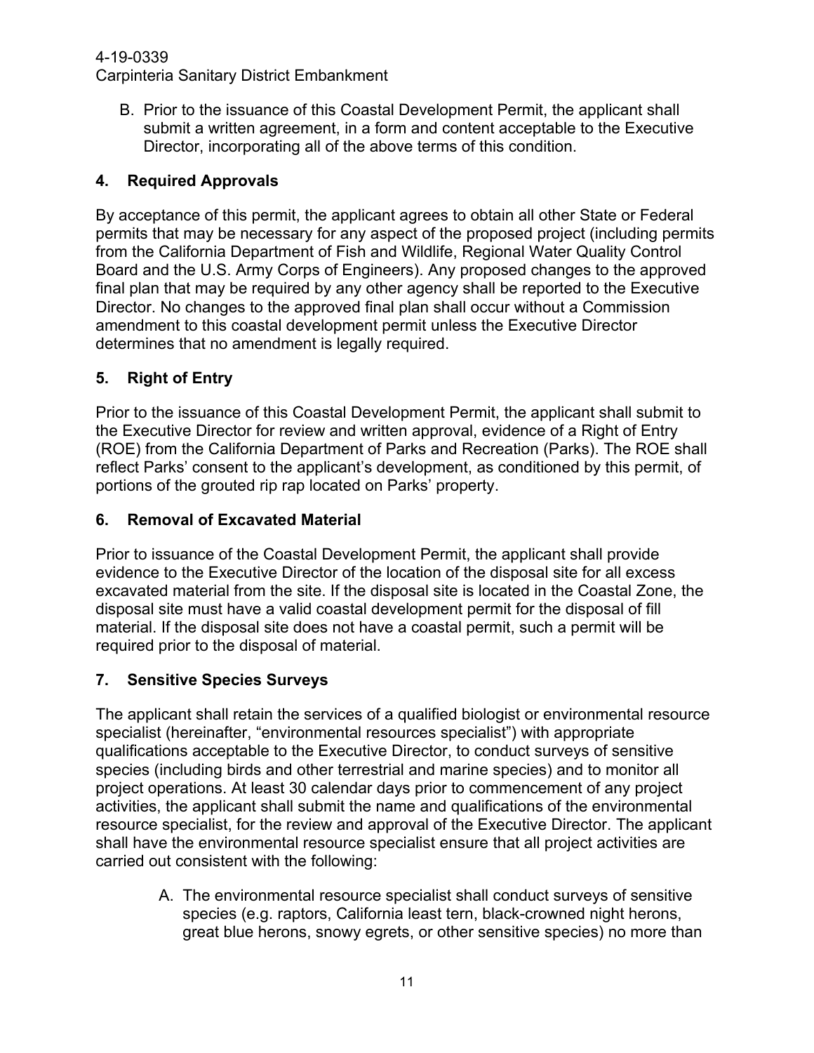B. Prior to the issuance of this Coastal Development Permit, the applicant shall submit a written agreement, in a form and content acceptable to the Executive Director, incorporating all of the above terms of this condition.

## 4. Required Approvals

By acceptance of this permit, the applicant agrees to obtain all other State or Federal permits that may be necessary for any aspect of the proposed project (including permits from the California Department of Fish and Wildlife, Regional Water Quality Control Board and the U.S. Army Corps of Engineers). Any proposed changes to the approved final plan that may be required by any other agency shall be reported to the Executive Director. No changes to the approved final plan shall occur without a Commission amendment to this coastal development permit unless the Executive Director determines that no amendment is legally required.

## 5. Right of Entry

Prior to the issuance of this Coastal Development Permit, the applicant shall submit to the Executive Director for review and written approval, evidence of a Right of Entry (ROE) from the California Department of Parks and Recreation (Parks). The ROE shall reflect Parks' consent to the applicant's development, as conditioned by this permit, of portions of the grouted rip rap located on Parks' property.

## 6. Removal of Excavated Material

Prior to issuance of the Coastal Development Permit, the applicant shall provide evidence to the Executive Director of the location of the disposal site for all excess excavated material from the site. If the disposal site is located in the Coastal Zone, the disposal site must have a valid coastal development permit for the disposal of fill material. If the disposal site does not have a coastal permit, such a permit will be required prior to the disposal of material.

## 7. Sensitive Species Surveys

The applicant shall retain the services of a qualified biologist or environmental resource specialist (hereinafter, "environmental resources specialist") with appropriate qualifications acceptable to the Executive Director, to conduct surveys of sensitive species (including birds and other terrestrial and marine species) and to monitor all project operations. At least 30 calendar days prior to commencement of any project activities, the applicant shall submit the name and qualifications of the environmental resource specialist, for the review and approval of the Executive Director. The applicant shall have the environmental resource specialist ensure that all project activities are carried out consistent with the following:

A. The environmental resource specialist shall conduct surveys of sensitive species (e.g. raptors, California least tern, black-crowned night herons, great blue herons, snowy egrets, or other sensitive species) no more than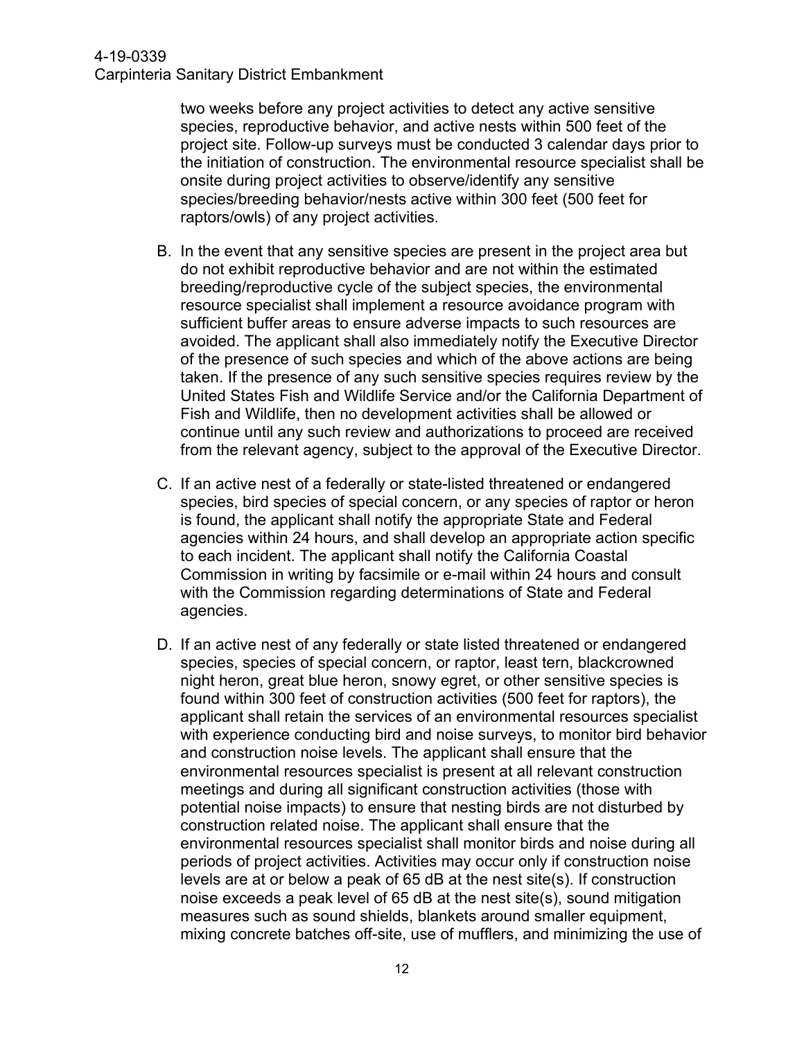two weeks before any project activities to detect any active sensitive species, reproductive behavior, and active nests within 500 feet of the project site. Follow-up surveys must be conducted 3 calendar days prior to the initiation of construction. The environmental resource specialist shall be onsite during project activities to observe/identify any sensitive species/breeding behavior/nests active within 300 feet (500 feet for raptors/owls) of any project activities.

B. In the event that any sensitive species are present in the project area but do not exhibit reproductive behavior and are not within the estimated breeding/reproductive cycle of the subject species, the environmental resource specialist shall implement a resource avoidance program with sufficient buffer areas to ensure adverse impacts to such resources are avoided. The applicant shall also immediately notify the Executive Director of the presence of such species and which of the above actions are being taken. If the presence of any such sensitive species requires review by the United States Fish and Wildlife Service and/or the California Department of Fish and Wildlife, then no development activities shall be allowed or continue until any such review and authorizations to proceed are received from the relevant agency, subject to the approval of the Executive Director.

C. If an active nest of a federally or state-listed threatened or endangered species, bird species of special concern, or any species of raptor or heron is found, the applicant shall notify the appropriate State and Federal agencies within 24 hours, and shall develop an appropriate action specific to each incident. The applicant shall notify the California Coastal Commission in writing by facsimile or e-mail within 24 hours and consult with the Commission regarding determinations of State and Federal agencies.

D. If an active nest of any federally or state listed threatened or endangered species, species of special concern, or raptor, least tern, blackcrowned night heron, great blue heron, snowy egret, or other sensitive species is found within 300 feet of construction activities (500 feet for raptors), the applicant shall retain the services of an environmental resources specialist with experience conducting bird and noise surveys, to monitor bird behavior and construction noise levels. The applicant shall ensure that the environmental resources specialist is present at all relevant construction meetings and during all significant construction activities (those with potential noise impacts) to ensure that nesting birds are not disturbed by construction related noise. The applicant shall ensure that the environmental resources specialist shall monitor birds and noise during all periods of project activities. Activities may occur only if construction noise levels are at or below a peak of 65 dB at the nest site(s). If construction noise exceeds a peak level of 65 dB at the nest site(s), sound mitigation measures such as sound shields, blankets around smaller equipment, mixing concrete batches off-site, use of mufflers, and minimizing the use of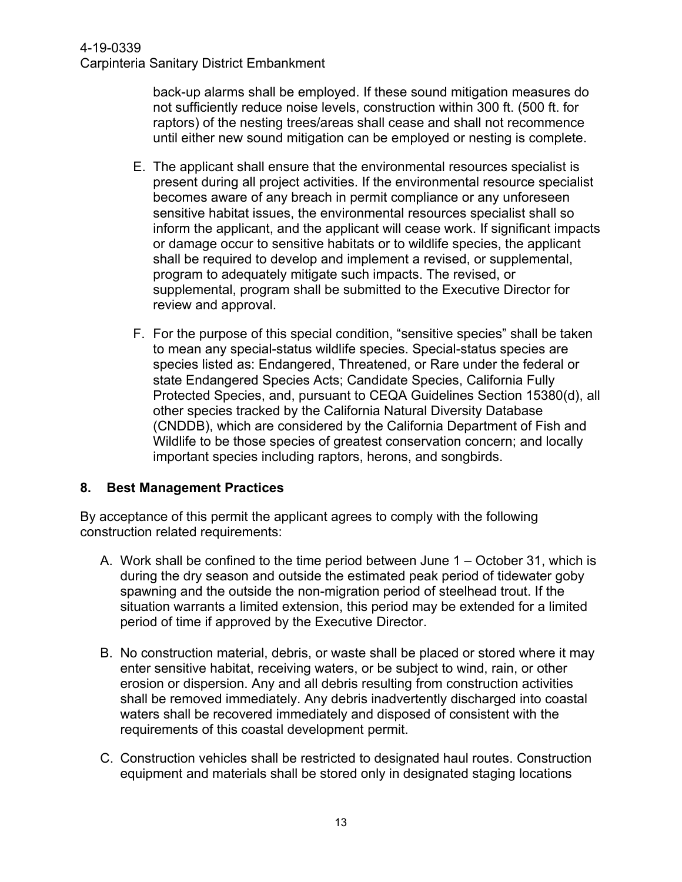back-up alarms shall be employed. If these sound mitigation measures do not sufficiently reduce noise levels, construction within 300 ft. (500 ft. for raptors) of the nesting trees/areas shall cease and shall not recommence until either new sound mitigation can be employed or nesting is complete.

E. The applicant shall ensure that the environmental resources specialist is present during all project activities. If the environmental resource specialist becomes aware of any breach in permit compliance or any unforeseen sensitive habitat issues, the environmental resources specialist shall so inform the applicant, and the applicant will cease work. If significant impacts or damage occur to sensitive habitats or to wildlife species, the applicant shall be required to develop and implement a revised, or supplemental, program to adequately mitigate such impacts. The revised, or supplemental, program shall be submitted to the Executive Director for review and approval.

F. For the purpose of this special condition, "sensitive species" shall be taken to mean any special-status wildlife species. Special-status species are species listed as: Endangered, Threatened, or Rare under the federal or state Endangered Species Acts; Candidate Species, California Fully Protected Species, and, pursuant to CEQA Guidelines Section 15380(d), all other species tracked by the California Natural Diversity Database (CNDDB), which are considered by the California Department of Fish and Wildlife to be those species of greatest conservation concern; and locally important species including raptors, herons, and songbirds.

## 8. Best Management Practices

By acceptance of this permit the applicant agrees to comply with the following construction related requirements:

A. Work shall be confined to the time period between June 1 – October 31, which is during the dry season and outside the estimated peak period of tidewater goby spawning and the outside the non-migration period of steelhead trout. If the situation warrants a limited extension, this period may be extended for a limited period of time if approved by the Executive Director.

B. No construction material, debris, or waste shall be placed or stored where it may enter sensitive habitat, receiving waters, or be subject to wind, rain, or other erosion or dispersion. Any and all debris resulting from construction activities shall be removed immediately. Any debris inadvertently discharged into coastal waters shall be recovered immediately and disposed of consistent with the requirements of this coastal development permit.

C. Construction vehicles shall be restricted to designated haul routes. Construction equipment and materials shall be stored only in designated staging locations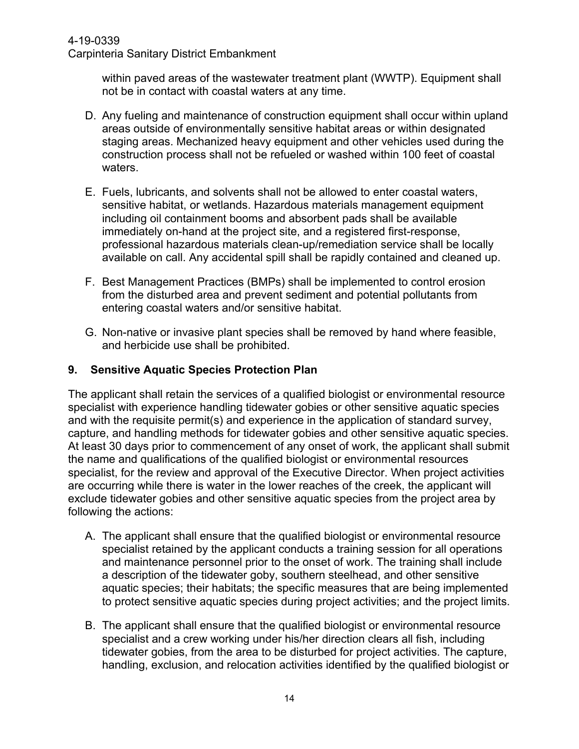within paved areas of the wastewater treatment plant (WWTP). Equipment shall not be in contact with coastal waters at any time.

D. Any fueling and maintenance of construction equipment shall occur within upland areas outside of environmentally sensitive habitat areas or within designated staging areas. Mechanized heavy equipment and other vehicles used during the construction process shall not be refueled or washed within 100 feet of coastal waters.

E. Fuels, lubricants, and solvents shall not be allowed to enter coastal waters, sensitive habitat, or wetlands. Hazardous materials management equipment including oil containment booms and absorbent pads shall be available immediately on-hand at the project site, and a registered first-response, professional hazardous materials clean-up/remediation service shall be locally available on call. Any accidental spill shall be rapidly contained and cleaned up.

F. Best Management Practices (BMPs) shall be implemented to control erosion from the disturbed area and prevent sediment and potential pollutants from entering coastal waters and/or sensitive habitat.

G. Non-native or invasive plant species shall be removed by hand where feasible, and herbicide use shall be prohibited.

## 9. Sensitive Aquatic Species Protection Plan

The applicant shall retain the services of a qualified biologist or environmental resource specialist with experience handling tidewater gobies or other sensitive aquatic species and with the requisite permit(s) and experience in the application of standard survey, capture, and handling methods for tidewater gobies and other sensitive aquatic species. At least 30 days prior to commencement of any onset of work, the applicant shall submit the name and qualifications of the qualified biologist or environmental resources specialist, for the review and approval of the Executive Director. When project activities are occurring while there is water in the lower reaches of the creek, the applicant will exclude tidewater gobies and other sensitive aquatic species from the project area by following the actions:

A. The applicant shall ensure that the qualified biologist or environmental resource specialist retained by the applicant conducts a training session for all operations and maintenance personnel prior to the onset of work. The training shall include a description of the tidewater goby, southern steelhead, and other sensitive aquatic species; their habitats; the specific measures that are being implemented to protect sensitive aquatic species during project activities; and the project limits.

B. The applicant shall ensure that the qualified biologist or environmental resource specialist and a crew working under his/her direction clears all fish, including tidewater gobies, from the area to be disturbed for project activities. The capture, handling, exclusion, and relocation activities identified by the qualified biologist or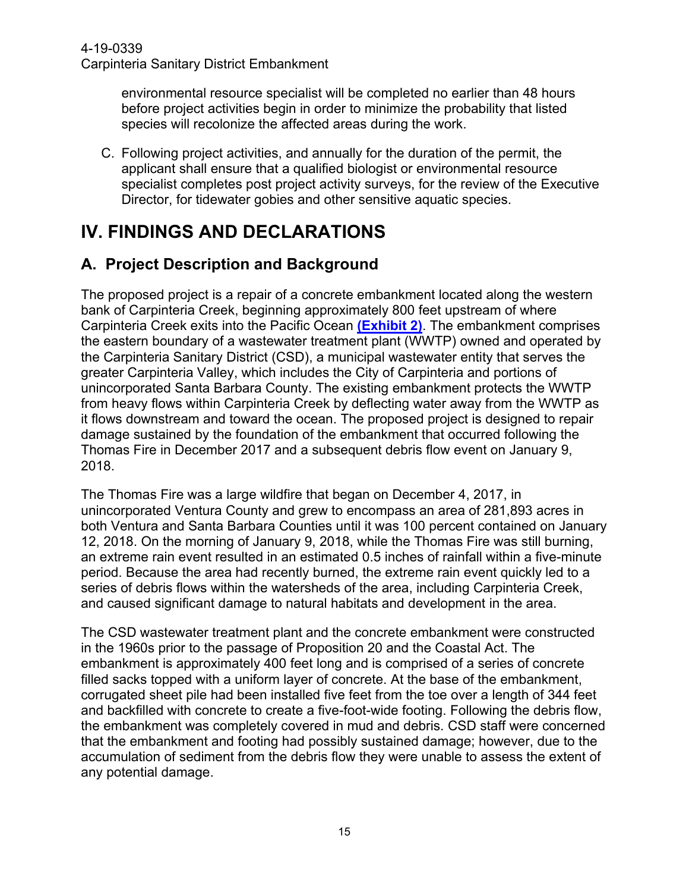environmental resource specialist will be completed no earlier than 48 hours before project activities begin in order to minimize the probability that listed species will recolonize the affected areas during the work.

C. Following project activities, and annually for the duration of the permit, the applicant shall ensure that a qualified biologist or environmental resource specialist completes post project activity surveys, for the review of the Executive Director, for tidewater gobies and other sensitive aquatic species.

# IV. FINDINGS AND DECLARATIONS

## A. Project Description and Background

The proposed project is a repair of a concrete embankment located along the western bank of Carpinteria Creek, beginning approximately 800 feet upstream of where Carpinteria Creek exits into the Pacific Ocean **(Exhibit 2)**. The embankment comprises the eastern boundary of a wastewater treatment plant (WWTP) owned and operated by the Carpinteria Sanitary District (CSD), a municipal wastewater entity that serves the greater Carpinteria Valley, which includes the City of Carpinteria and portions of unincorporated Santa Barbara County. The existing embankment protects the WWTP from heavy flows within Carpinteria Creek by deflecting water away from the WWTP as it flows downstream and toward the ocean. The proposed project is designed to repair damage sustained by the foundation of the embankment that occurred following the Thomas Fire in December 2017 and a subsequent debris flow event on January 9, 2018.

The Thomas Fire was a large wildfire that began on December 4, 2017, in unincorporated Ventura County and grew to encompass an area of 281,893 acres in both Ventura and Santa Barbara Counties until it was 100 percent contained on January 12, 2018. On the morning of January 9, 2018, while the Thomas Fire was still burning, an extreme rain event resulted in an estimated 0.5 inches of rainfall within a five-minute period. Because the area had recently burned, the extreme rain event quickly led to a series of debris flows within the watersheds of the area, including Carpinteria Creek, and caused significant damage to natural habitats and development in the area.

The CSD wastewater treatment plant and the concrete embankment were constructed in the 1960s prior to the passage of Proposition 20 and the Coastal Act. The embankment is approximately 400 feet long and is comprised of a series of concrete filled sacks topped with a uniform layer of concrete. At the base of the embankment, corrugated sheet pile had been installed five feet from the toe over a length of 344 feet and backfilled with concrete to create a five-foot-wide footing. Following the debris flow, the embankment was completely covered in mud and debris. CSD staff were concerned that the embankment and footing had possibly sustained damage; however, due to the accumulation of sediment from the debris flow they were unable to assess the extent of any potential damage.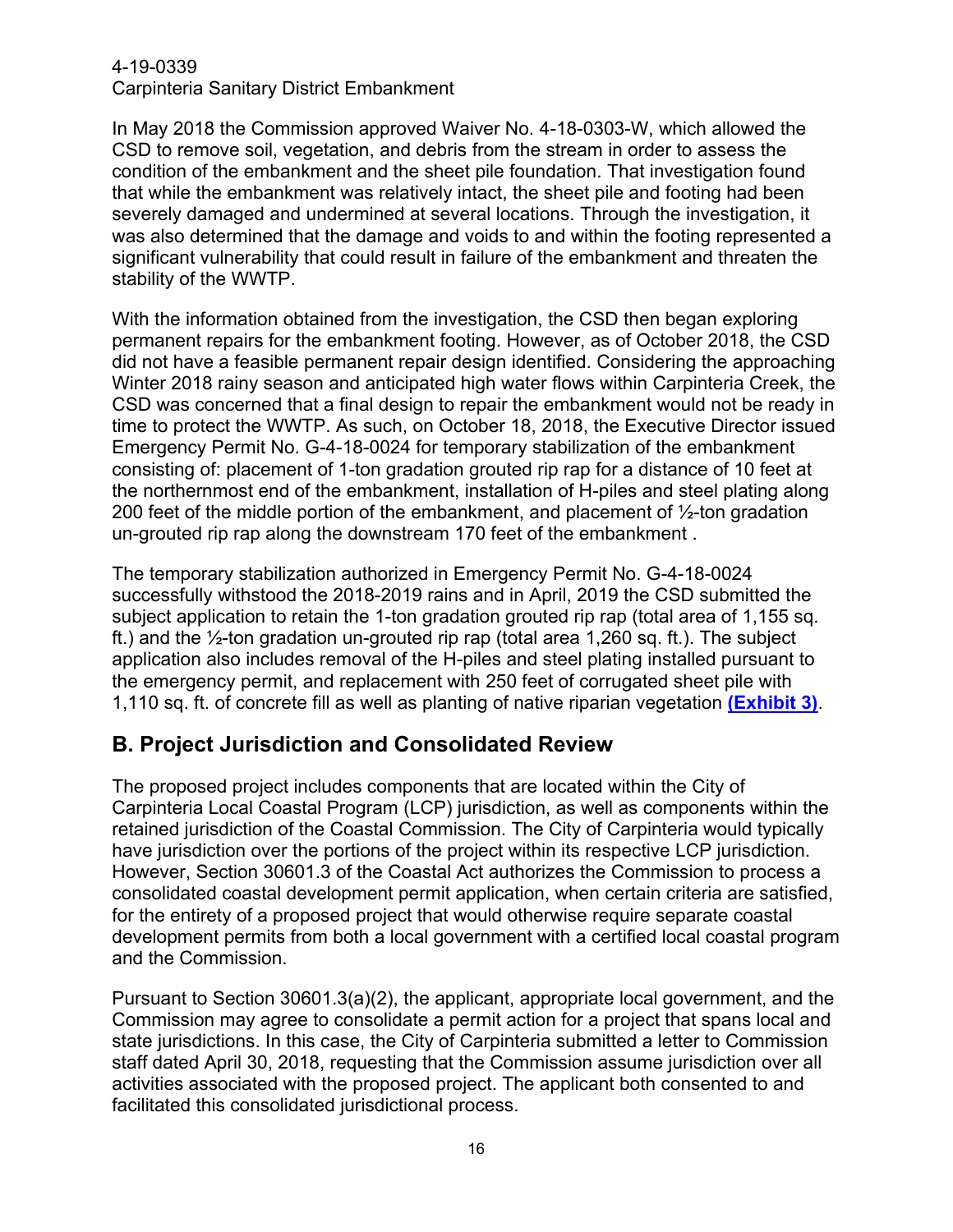In May 2018 the Commission approved Waiver No. 4-18-0303-W, which allowed the CSD to remove soil, vegetation, and debris from the stream in order to assess the condition of the embankment and the sheet pile foundation. That investigation found that while the embankment was relatively intact, the sheet pile and footing had been severely damaged and undermined at several locations. Through the investigation, it was also determined that the damage and voids to and within the footing represented a significant vulnerability that could result in failure of the embankment and threaten the stability of the WWTP.

With the information obtained from the investigation, the CSD then began exploring permanent repairs for the embankment footing. However, as of October 2018, the CSD did not have a feasible permanent repair design identified. Considering the approaching Winter 2018 rainy season and anticipated high water flows within Carpinteria Creek, the CSD was concerned that a final design to repair the embankment would not be ready in time to protect the WWTP. As such, on October 18, 2018, the Executive Director issued Emergency Permit No. G-4-18-0024 for temporary stabilization of the embankment consisting of: placement of 1-ton gradation grouted rip rap for a distance of 10 feet at the northernmost end of the embankment, installation of H-piles and steel plating along 200 feet of the middle portion of the embankment, and placement of ½-ton gradation un-grouted rip rap along the downstream 170 feet of the embankment .

The temporary stabilization authorized in Emergency Permit No. G-4-18-0024 successfully withstood the 2018-2019 rains and in April, 2019 the CSD submitted the subject application to retain the 1-ton gradation grouted rip rap (total area of 1,155 sq. ft.) and the ½-ton gradation un-grouted rip rap (total area 1,260 sq. ft.). The subject application also includes removal of the H-piles and steel plating installed pursuant to the emergency permit, and replacement with 250 feet of corrugated sheet pile with 1,110 sq. ft. of concrete fill as well as planting of native riparian vegetation **(Exhibit 3)**.

## B. Project Jurisdiction and Consolidated Review

The proposed project includes components that are located within the City of Carpinteria Local Coastal Program (LCP) jurisdiction, as well as components within the retained jurisdiction of the Coastal Commission. The City of Carpinteria would typically have jurisdiction over the portions of the project within its respective LCP jurisdiction. However, Section 30601.3 of the Coastal Act authorizes the Commission to process a consolidated coastal development permit application, when certain criteria are satisfied, for the entirety of a proposed project that would otherwise require separate coastal development permits from both a local government with a certified local coastal program and the Commission.

Pursuant to Section 30601.3(a)(2), the applicant, appropriate local government, and the Commission may agree to consolidate a permit action for a project that spans local and state jurisdictions. In this case, the City of Carpinteria submitted a letter to Commission staff dated April 30, 2018, requesting that the Commission assume jurisdiction over all activities associated with the proposed project. The applicant both consented to and facilitated this consolidated jurisdictional process.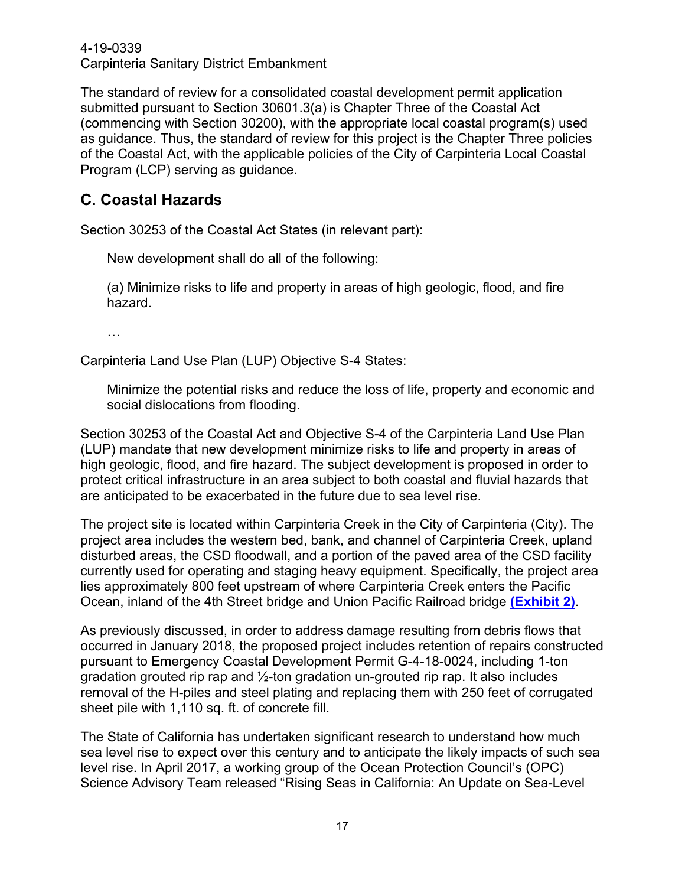The standard of review for a consolidated coastal development permit application submitted pursuant to Section 30601.3(a) is Chapter Three of the Coastal Act (commencing with Section 30200), with the appropriate local coastal program(s) used as guidance. Thus, the standard of review for this project is the Chapter Three policies of the Coastal Act, with the applicable policies of the City of Carpinteria Local Coastal Program (LCP) serving as guidance.

## C. Coastal Hazards

Section 30253 of the Coastal Act States (in relevant part):

> New development shall do all of the following:
>
> (a) Minimize risks to life and property in areas of high geologic, flood, and fire hazard.
>
> …

Carpinteria Land Use Plan (LUP) Objective S-4 States:

> Minimize the potential risks and reduce the loss of life, property and economic and social dislocations from flooding.

Section 30253 of the Coastal Act and Objective S-4 of the Carpinteria Land Use Plan (LUP) mandate that new development minimize risks to life and property in areas of high geologic, flood, and fire hazard. The subject development is proposed in order to protect critical infrastructure in an area subject to both coastal and fluvial hazards that are anticipated to be exacerbated in the future due to sea level rise.

The project site is located within Carpinteria Creek in the City of Carpinteria (City). The project area includes the western bed, bank, and channel of Carpinteria Creek, upland disturbed areas, the CSD floodwall, and a portion of the paved area of the CSD facility currently used for operating and staging heavy equipment. Specifically, the project area lies approximately 800 feet upstream of where Carpinteria Creek enters the Pacific Ocean, inland of the 4th Street bridge and Union Pacific Railroad bridge **(Exhibit 2)**.

As previously discussed, in order to address damage resulting from debris flows that occurred in January 2018, the proposed project includes retention of repairs constructed pursuant to Emergency Coastal Development Permit G-4-18-0024, including 1-ton gradation grouted rip rap and ½-ton gradation un-grouted rip rap. It also includes removal of the H-piles and steel plating and replacing them with 250 feet of corrugated sheet pile with 1,110 sq. ft. of concrete fill.

The State of California has undertaken significant research to understand how much sea level rise to expect over this century and to anticipate the likely impacts of such sea level rise. In April 2017, a working group of the Ocean Protection Council's (OPC) Science Advisory Team released "Rising Seas in California: An Update on Sea-Level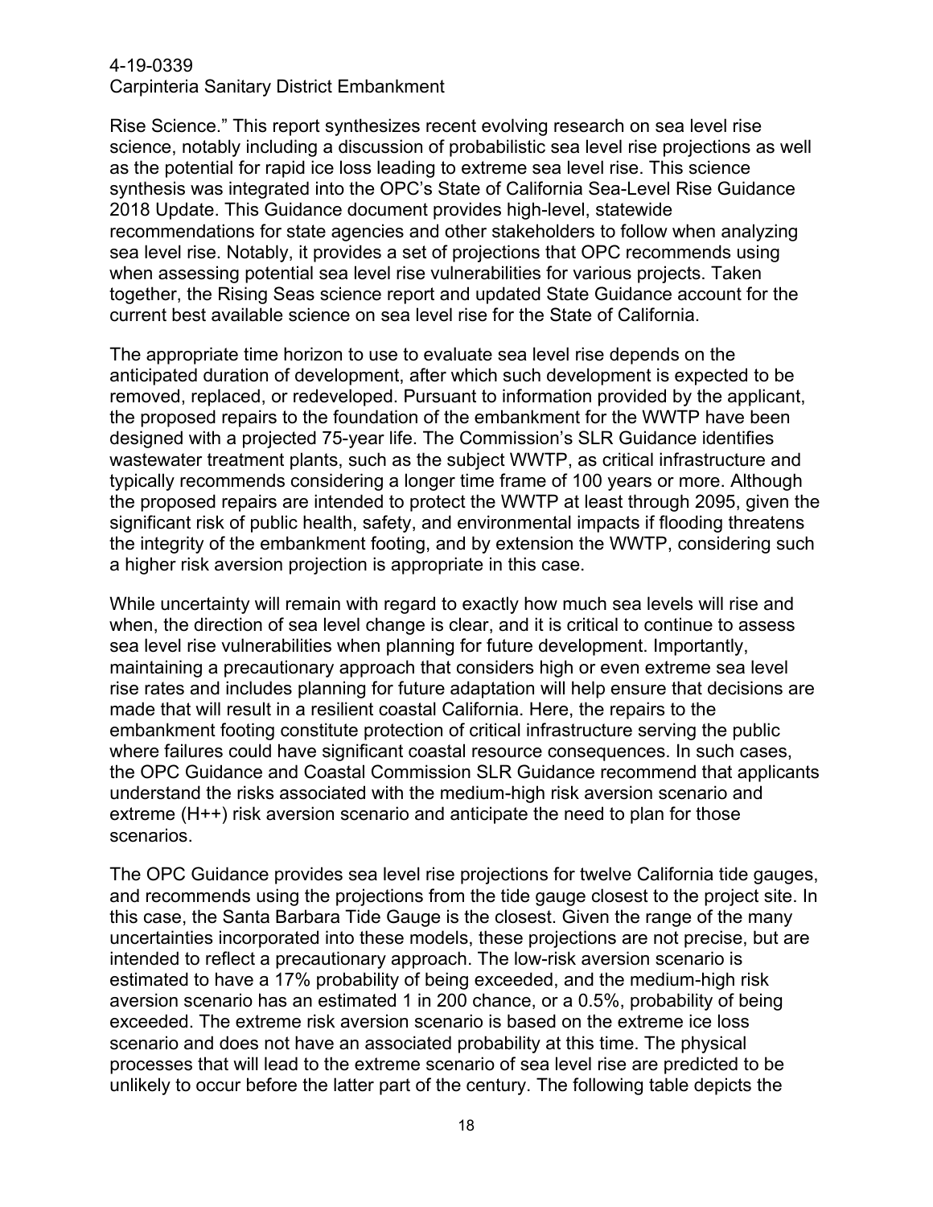Rise Science." This report synthesizes recent evolving research on sea level rise science, notably including a discussion of probabilistic sea level rise projections as well as the potential for rapid ice loss leading to extreme sea level rise. This science synthesis was integrated into the OPC's State of California Sea-Level Rise Guidance 2018 Update. This Guidance document provides high-level, statewide recommendations for state agencies and other stakeholders to follow when analyzing sea level rise. Notably, it provides a set of projections that OPC recommends using when assessing potential sea level rise vulnerabilities for various projects. Taken together, the Rising Seas science report and updated State Guidance account for the current best available science on sea level rise for the State of California.

The appropriate time horizon to use to evaluate sea level rise depends on the anticipated duration of development, after which such development is expected to be removed, replaced, or redeveloped. Pursuant to information provided by the applicant, the proposed repairs to the foundation of the embankment for the WWTP have been designed with a projected 75-year life. The Commission's SLR Guidance identifies wastewater treatment plants, such as the subject WWTP, as critical infrastructure and typically recommends considering a longer time frame of 100 years or more. Although the proposed repairs are intended to protect the WWTP at least through 2095, given the significant risk of public health, safety, and environmental impacts if flooding threatens the integrity of the embankment footing, and by extension the WWTP, considering such a higher risk aversion projection is appropriate in this case.

While uncertainty will remain with regard to exactly how much sea levels will rise and when, the direction of sea level change is clear, and it is critical to continue to assess sea level rise vulnerabilities when planning for future development. Importantly, maintaining a precautionary approach that considers high or even extreme sea level rise rates and includes planning for future adaptation will help ensure that decisions are made that will result in a resilient coastal California. Here, the repairs to the embankment footing constitute protection of critical infrastructure serving the public where failures could have significant coastal resource consequences. In such cases, the OPC Guidance and Coastal Commission SLR Guidance recommend that applicants understand the risks associated with the medium-high risk aversion scenario and extreme (H++) risk aversion scenario and anticipate the need to plan for those scenarios.

The OPC Guidance provides sea level rise projections for twelve California tide gauges, and recommends using the projections from the tide gauge closest to the project site. In this case, the Santa Barbara Tide Gauge is the closest. Given the range of the many uncertainties incorporated into these models, these projections are not precise, but are intended to reflect a precautionary approach. The low-risk aversion scenario is estimated to have a 17% probability of being exceeded, and the medium-high risk aversion scenario has an estimated 1 in 200 chance, or a 0.5%, probability of being exceeded. The extreme risk aversion scenario is based on the extreme ice loss scenario and does not have an associated probability at this time. The physical processes that will lead to the extreme scenario of sea level rise are predicted to be unlikely to occur before the latter part of the century. The following table depicts the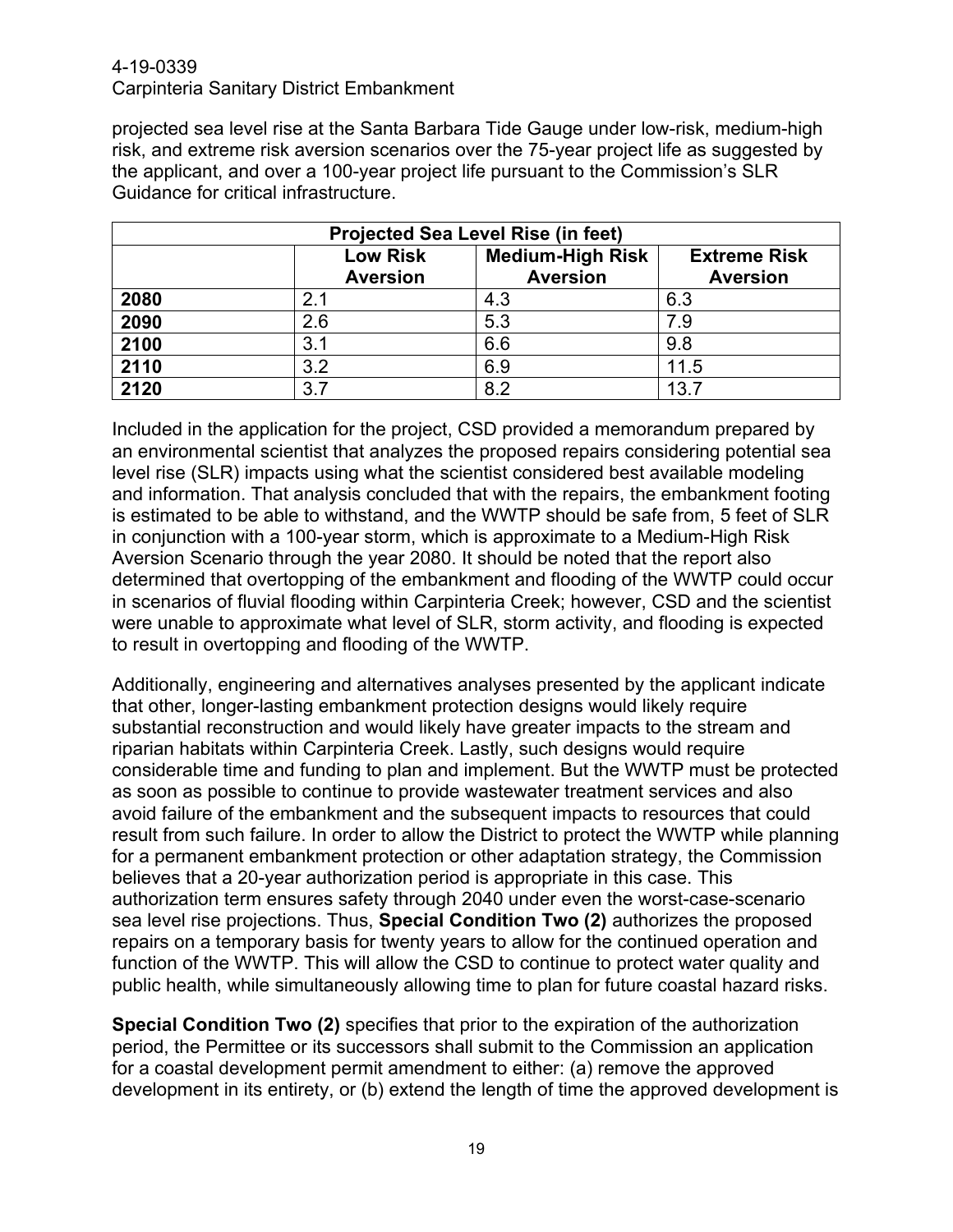projected sea level rise at the Santa Barbara Tide Gauge under low-risk, medium-high risk, and extreme risk aversion scenarios over the 75-year project life as suggested by the applicant, and over a 100-year project life pursuant to the Commission's SLR Guidance for critical infrastructure.

| Projected Sea Level Rise (in feet) | | | |
|---|---|---|---|
| | **Low Risk Aversion** | **Medium-High Risk Aversion** | **Extreme Risk Aversion** |
| **2080** | 2.1 | 4.3 | 6.3 |
| **2090** | 2.6 | 5.3 | 7.9 |
| **2100** | 3.1 | 6.6 | 9.8 |
| **2110** | 3.2 | 6.9 | 11.5 |
| **2120** | 3.7 | 8.2 | 13.7 |

Included in the application for the project, CSD provided a memorandum prepared by an environmental scientist that analyzes the proposed repairs considering potential sea level rise (SLR) impacts using what the scientist considered best available modeling and information. That analysis concluded that with the repairs, the embankment footing is estimated to be able to withstand, and the WWTP should be safe from, 5 feet of SLR in conjunction with a 100-year storm, which is approximate to a Medium-High Risk Aversion Scenario through the year 2080. It should be noted that the report also determined that overtopping of the embankment and flooding of the WWTP could occur in scenarios of fluvial flooding within Carpinteria Creek; however, CSD and the scientist were unable to approximate what level of SLR, storm activity, and flooding is expected to result in overtopping and flooding of the WWTP.

Additionally, engineering and alternatives analyses presented by the applicant indicate that other, longer-lasting embankment protection designs would likely require substantial reconstruction and would likely have greater impacts to the stream and riparian habitats within Carpinteria Creek. Lastly, such designs would require considerable time and funding to plan and implement. But the WWTP must be protected as soon as possible to continue to provide wastewater treatment services and also avoid failure of the embankment and the subsequent impacts to resources that could result from such failure. In order to allow the District to protect the WWTP while planning for a permanent embankment protection or other adaptation strategy, the Commission believes that a 20-year authorization period is appropriate in this case. This authorization term ensures safety through 2040 under even the worst-case-scenario sea level rise projections. Thus, **Special Condition Two (2)** authorizes the proposed repairs on a temporary basis for twenty years to allow for the continued operation and function of the WWTP. This will allow the CSD to continue to protect water quality and public health, while simultaneously allowing time to plan for future coastal hazard risks.

**Special Condition Two (2)** specifies that prior to the expiration of the authorization period, the Permittee or its successors shall submit to the Commission an application for a coastal development permit amendment to either: (a) remove the approved development in its entirety, or (b) extend the length of time the approved development is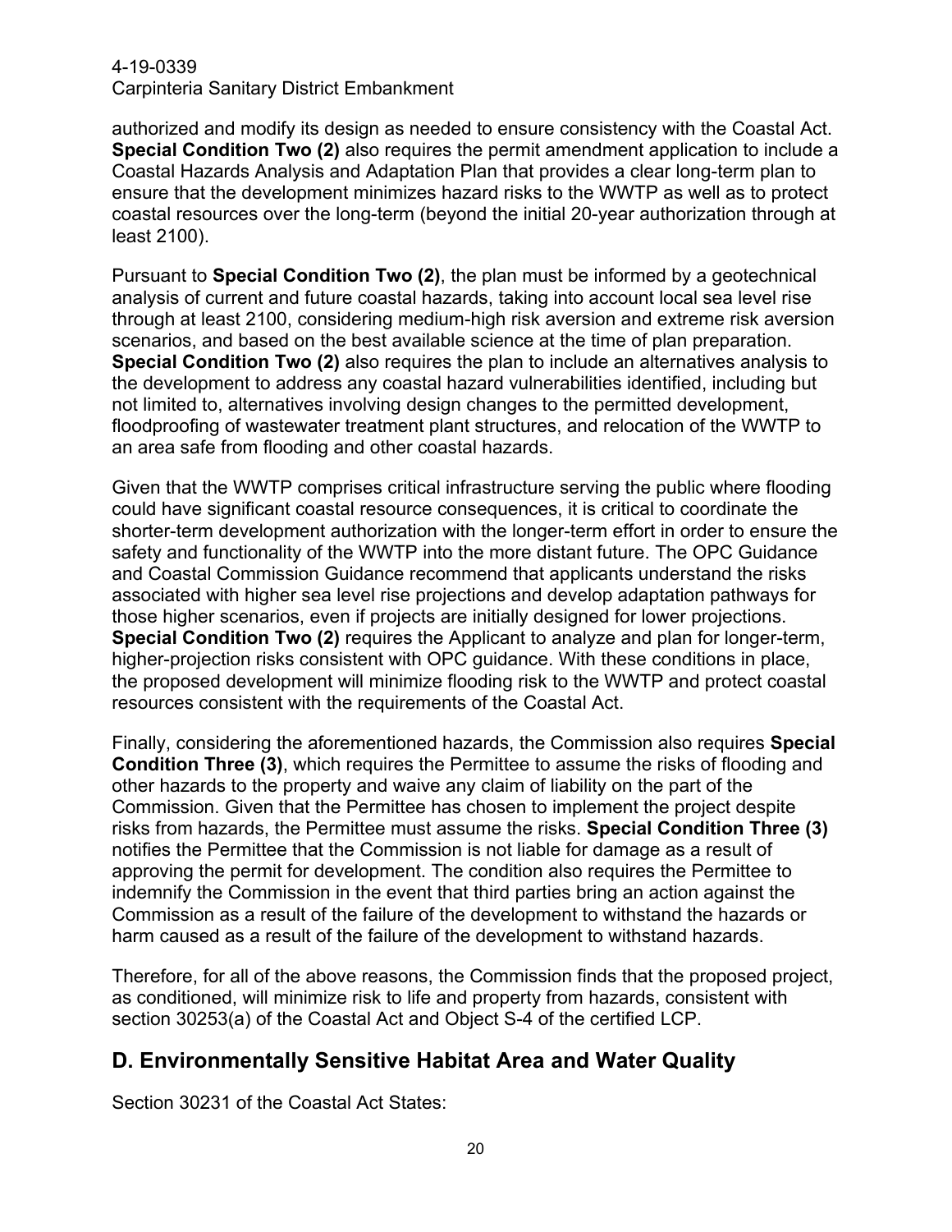authorized and modify its design as needed to ensure consistency with the Coastal Act. **Special Condition Two (2)** also requires the permit amendment application to include a Coastal Hazards Analysis and Adaptation Plan that provides a clear long-term plan to ensure that the development minimizes hazard risks to the WWTP as well as to protect coastal resources over the long-term (beyond the initial 20-year authorization through at least 2100).

Pursuant to **Special Condition Two (2)**, the plan must be informed by a geotechnical analysis of current and future coastal hazards, taking into account local sea level rise through at least 2100, considering medium-high risk aversion and extreme risk aversion scenarios, and based on the best available science at the time of plan preparation. **Special Condition Two (2)** also requires the plan to include an alternatives analysis to the development to address any coastal hazard vulnerabilities identified, including but not limited to, alternatives involving design changes to the permitted development, floodproofing of wastewater treatment plant structures, and relocation of the WWTP to an area safe from flooding and other coastal hazards.

Given that the WWTP comprises critical infrastructure serving the public where flooding could have significant coastal resource consequences, it is critical to coordinate the shorter-term development authorization with the longer-term effort in order to ensure the safety and functionality of the WWTP into the more distant future. The OPC Guidance and Coastal Commission Guidance recommend that applicants understand the risks associated with higher sea level rise projections and develop adaptation pathways for those higher scenarios, even if projects are initially designed for lower projections. **Special Condition Two (2)** requires the Applicant to analyze and plan for longer-term, higher-projection risks consistent with OPC guidance. With these conditions in place, the proposed development will minimize flooding risk to the WWTP and protect coastal resources consistent with the requirements of the Coastal Act.

Finally, considering the aforementioned hazards, the Commission also requires **Special Condition Three (3)**, which requires the Permittee to assume the risks of flooding and other hazards to the property and waive any claim of liability on the part of the Commission. Given that the Permittee has chosen to implement the project despite risks from hazards, the Permittee must assume the risks. **Special Condition Three (3)** notifies the Permittee that the Commission is not liable for damage as a result of approving the permit for development. The condition also requires the Permittee to indemnify the Commission in the event that third parties bring an action against the Commission as a result of the failure of the development to withstand the hazards or harm caused as a result of the failure of the development to withstand hazards.

Therefore, for all of the above reasons, the Commission finds that the proposed project, as conditioned, will minimize risk to life and property from hazards, consistent with section 30253(a) of the Coastal Act and Object S-4 of the certified LCP.

## D. Environmentally Sensitive Habitat Area and Water Quality

Section 30231 of the Coastal Act States: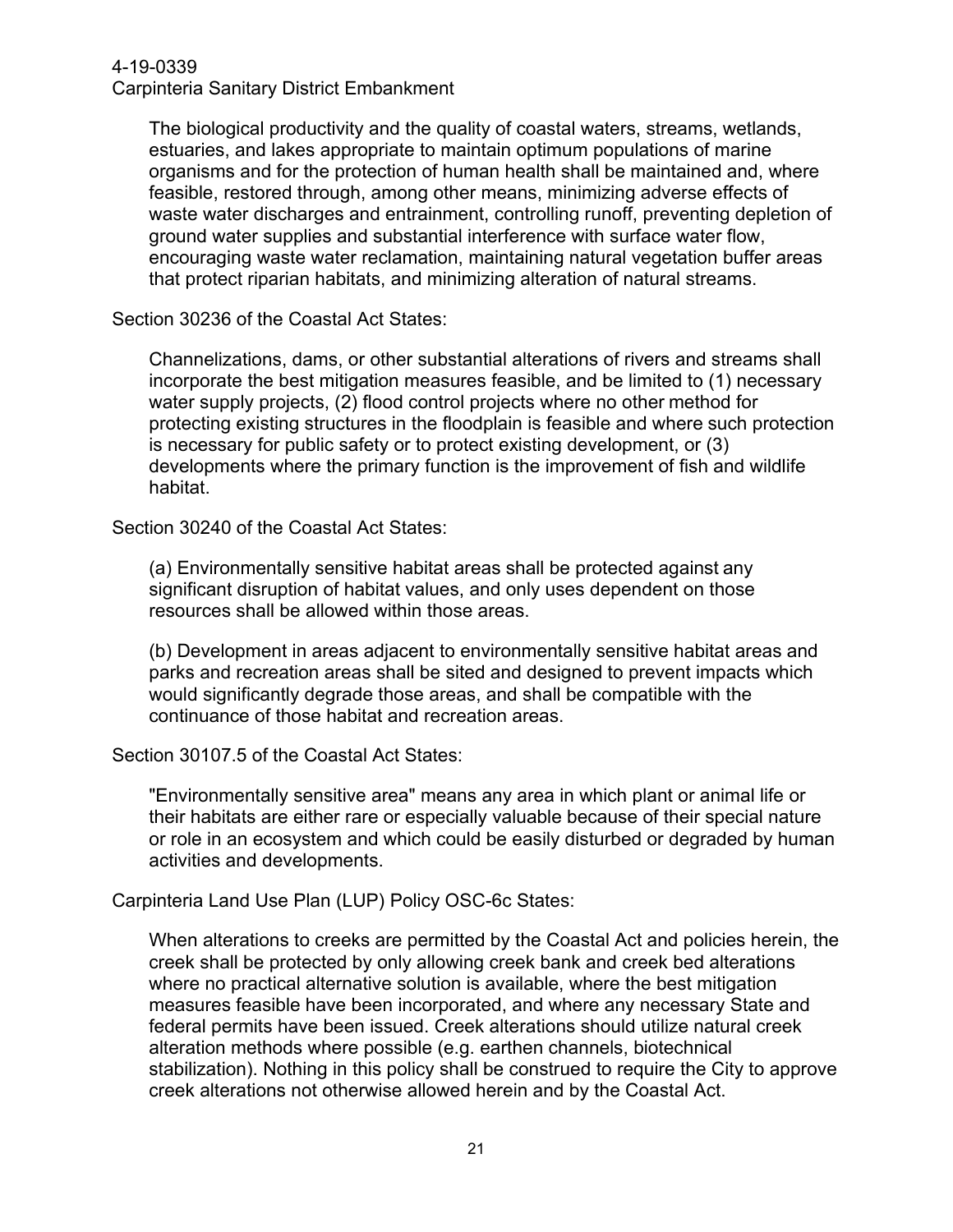> The biological productivity and the quality of coastal waters, streams, wetlands, estuaries, and lakes appropriate to maintain optimum populations of marine organisms and for the protection of human health shall be maintained and, where feasible, restored through, among other means, minimizing adverse effects of waste water discharges and entrainment, controlling runoff, preventing depletion of ground water supplies and substantial interference with surface water flow, encouraging waste water reclamation, maintaining natural vegetation buffer areas that protect riparian habitats, and minimizing alteration of natural streams.

Section 30236 of the Coastal Act States:

> Channelizations, dams, or other substantial alterations of rivers and streams shall incorporate the best mitigation measures feasible, and be limited to (1) necessary water supply projects, (2) flood control projects where no other method for protecting existing structures in the floodplain is feasible and where such protection is necessary for public safety or to protect existing development, or (3) developments where the primary function is the improvement of fish and wildlife habitat.

Section 30240 of the Coastal Act States:

> (a) Environmentally sensitive habitat areas shall be protected against any significant disruption of habitat values, and only uses dependent on those resources shall be allowed within those areas.
>
> (b) Development in areas adjacent to environmentally sensitive habitat areas and parks and recreation areas shall be sited and designed to prevent impacts which would significantly degrade those areas, and shall be compatible with the continuance of those habitat and recreation areas.

Section 30107.5 of the Coastal Act States:

> "Environmentally sensitive area" means any area in which plant or animal life or their habitats are either rare or especially valuable because of their special nature or role in an ecosystem and which could be easily disturbed or degraded by human activities and developments.

Carpinteria Land Use Plan (LUP) Policy OSC-6c States:

> When alterations to creeks are permitted by the Coastal Act and policies herein, the creek shall be protected by only allowing creek bank and creek bed alterations where no practical alternative solution is available, where the best mitigation measures feasible have been incorporated, and where any necessary State and federal permits have been issued. Creek alterations should utilize natural creek alteration methods where possible (e.g. earthen channels, biotechnical stabilization). Nothing in this policy shall be construed to require the City to approve creek alterations not otherwise allowed herein and by the Coastal Act.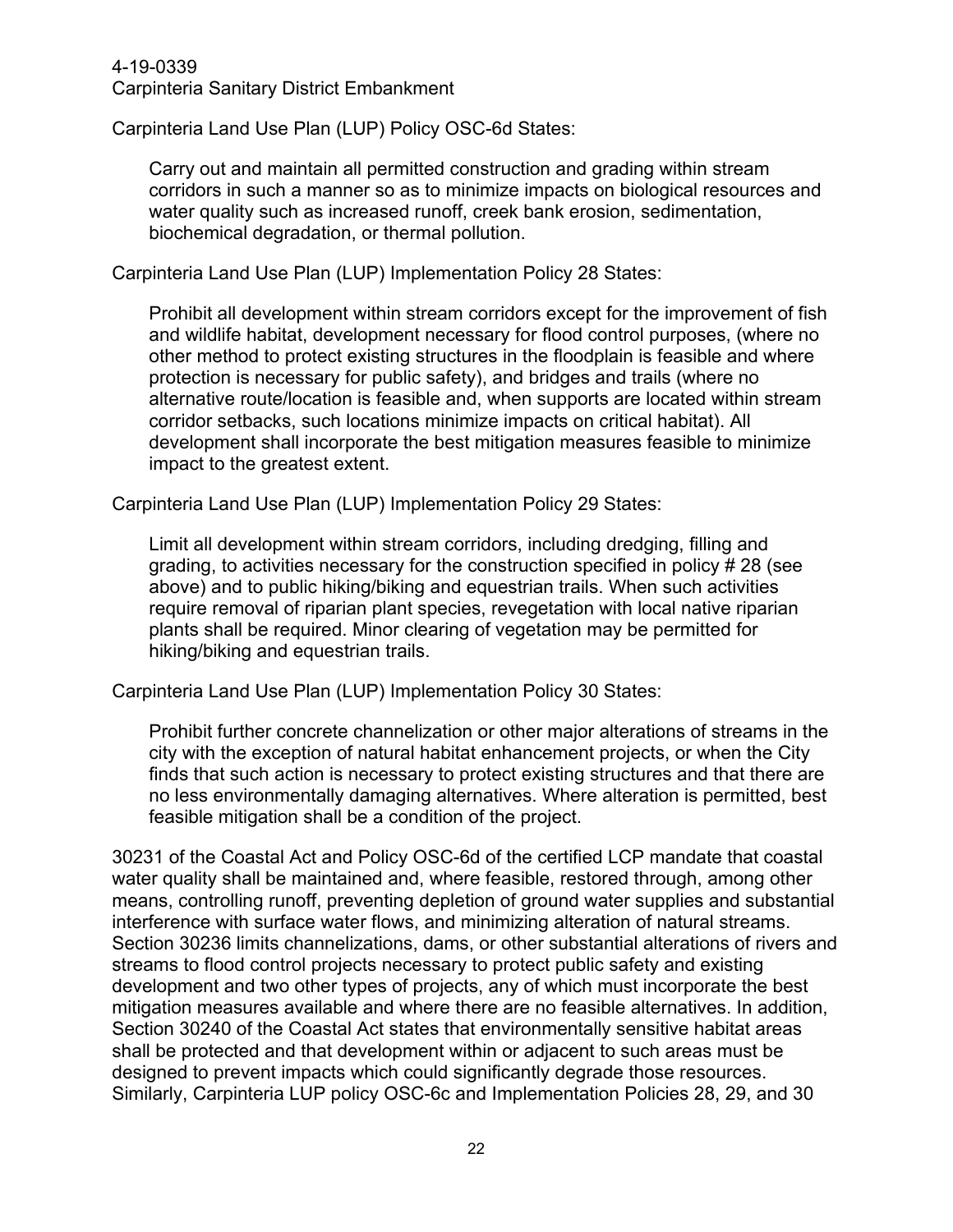Carpinteria Land Use Plan (LUP) Policy OSC-6d States:

> Carry out and maintain all permitted construction and grading within stream corridors in such a manner so as to minimize impacts on biological resources and water quality such as increased runoff, creek bank erosion, sedimentation, biochemical degradation, or thermal pollution.

Carpinteria Land Use Plan (LUP) Implementation Policy 28 States:

> Prohibit all development within stream corridors except for the improvement of fish and wildlife habitat, development necessary for flood control purposes, (where no other method to protect existing structures in the floodplain is feasible and where protection is necessary for public safety), and bridges and trails (where no alternative route/location is feasible and, when supports are located within stream corridor setbacks, such locations minimize impacts on critical habitat). All development shall incorporate the best mitigation measures feasible to minimize impact to the greatest extent.

Carpinteria Land Use Plan (LUP) Implementation Policy 29 States:

> Limit all development within stream corridors, including dredging, filling and grading, to activities necessary for the construction specified in policy # 28 (see above) and to public hiking/biking and equestrian trails. When such activities require removal of riparian plant species, revegetation with local native riparian plants shall be required. Minor clearing of vegetation may be permitted for hiking/biking and equestrian trails.

Carpinteria Land Use Plan (LUP) Implementation Policy 30 States:

> Prohibit further concrete channelization or other major alterations of streams in the city with the exception of natural habitat enhancement projects, or when the City finds that such action is necessary to protect existing structures and that there are no less environmentally damaging alternatives. Where alteration is permitted, best feasible mitigation shall be a condition of the project.

30231 of the Coastal Act and Policy OSC-6d of the certified LCP mandate that coastal water quality shall be maintained and, where feasible, restored through, among other means, controlling runoff, preventing depletion of ground water supplies and substantial interference with surface water flows, and minimizing alteration of natural streams. Section 30236 limits channelizations, dams, or other substantial alterations of rivers and streams to flood control projects necessary to protect public safety and existing development and two other types of projects, any of which must incorporate the best mitigation measures available and where there are no feasible alternatives. In addition, Section 30240 of the Coastal Act states that environmentally sensitive habitat areas shall be protected and that development within or adjacent to such areas must be designed to prevent impacts which could significantly degrade those resources. Similarly, Carpinteria LUP policy OSC-6c and Implementation Policies 28, 29, and 30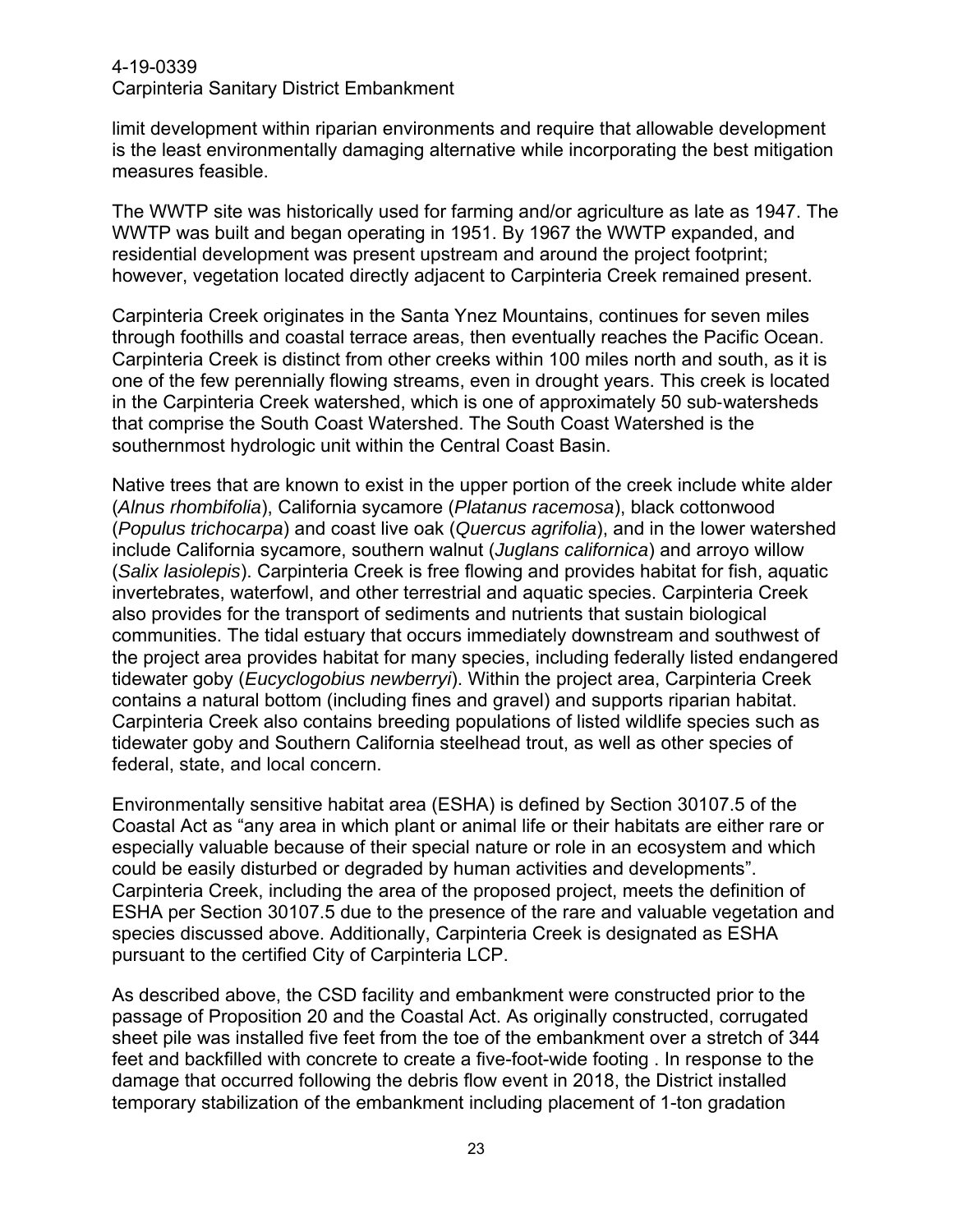limit development within riparian environments and require that allowable development is the least environmentally damaging alternative while incorporating the best mitigation measures feasible.

The WWTP site was historically used for farming and/or agriculture as late as 1947. The WWTP was built and began operating in 1951. By 1967 the WWTP expanded, and residential development was present upstream and around the project footprint; however, vegetation located directly adjacent to Carpinteria Creek remained present.

Carpinteria Creek originates in the Santa Ynez Mountains, continues for seven miles through foothills and coastal terrace areas, then eventually reaches the Pacific Ocean. Carpinteria Creek is distinct from other creeks within 100 miles north and south, as it is one of the few perennially flowing streams, even in drought years. This creek is located in the Carpinteria Creek watershed, which is one of approximately 50 sub-watersheds that comprise the South Coast Watershed. The South Coast Watershed is the southernmost hydrologic unit within the Central Coast Basin.

Native trees that are known to exist in the upper portion of the creek include white alder (*Alnus rhombifolia*), California sycamore (*Platanus racemosa*), black cottonwood (*Populus trichocarpa*) and coast live oak (*Quercus agrifolia*), and in the lower watershed include California sycamore, southern walnut (*Juglans californica*) and arroyo willow (*Salix lasiolepis*). Carpinteria Creek is free flowing and provides habitat for fish, aquatic invertebrates, waterfowl, and other terrestrial and aquatic species. Carpinteria Creek also provides for the transport of sediments and nutrients that sustain biological communities. The tidal estuary that occurs immediately downstream and southwest of the project area provides habitat for many species, including federally listed endangered tidewater goby (*Eucyclogobius newberryi*). Within the project area, Carpinteria Creek contains a natural bottom (including fines and gravel) and supports riparian habitat. Carpinteria Creek also contains breeding populations of listed wildlife species such as tidewater goby and Southern California steelhead trout, as well as other species of federal, state, and local concern.

Environmentally sensitive habitat area (ESHA) is defined by Section 30107.5 of the Coastal Act as "any area in which plant or animal life or their habitats are either rare or especially valuable because of their special nature or role in an ecosystem and which could be easily disturbed or degraded by human activities and developments". Carpinteria Creek, including the area of the proposed project, meets the definition of ESHA per Section 30107.5 due to the presence of the rare and valuable vegetation and species discussed above. Additionally, Carpinteria Creek is designated as ESHA pursuant to the certified City of Carpinteria LCP.

As described above, the CSD facility and embankment were constructed prior to the passage of Proposition 20 and the Coastal Act. As originally constructed, corrugated sheet pile was installed five feet from the toe of the embankment over a stretch of 344 feet and backfilled with concrete to create a five-foot-wide footing . In response to the damage that occurred following the debris flow event in 2018, the District installed temporary stabilization of the embankment including placement of 1-ton gradation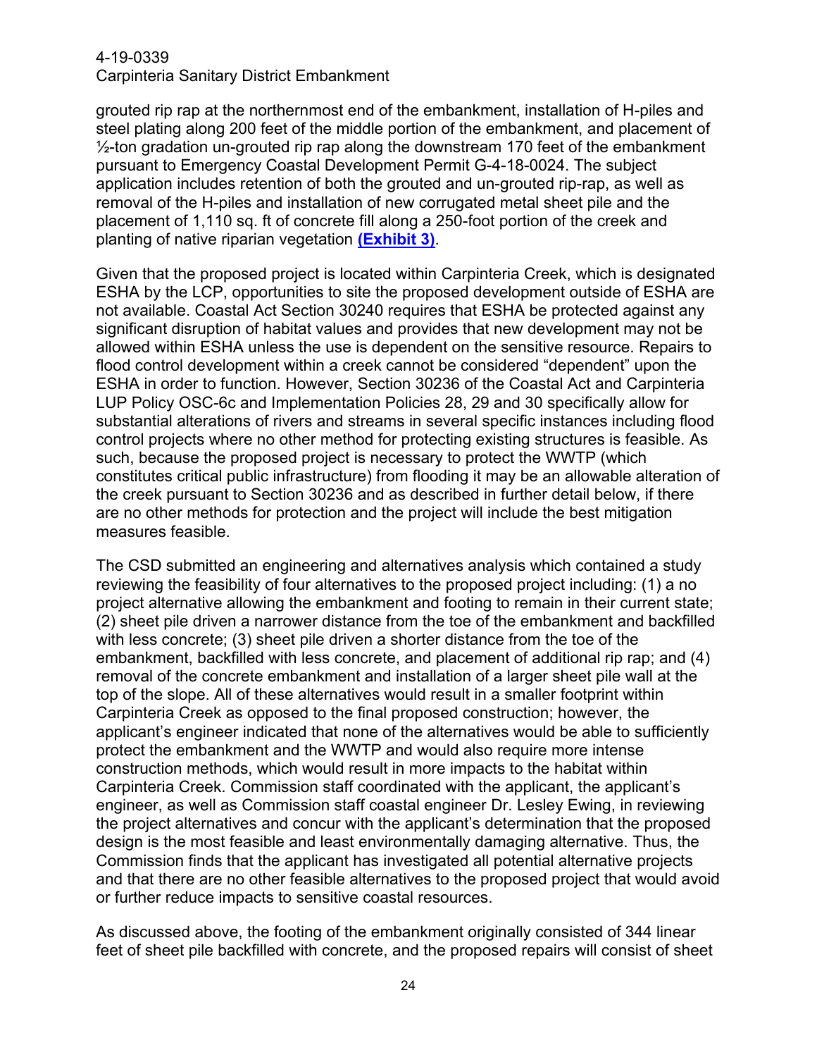grouted rip rap at the northernmost end of the embankment, installation of H-piles and steel plating along 200 feet of the middle portion of the embankment, and placement of ½-ton gradation un-grouted rip rap along the downstream 170 feet of the embankment pursuant to Emergency Coastal Development Permit G-4-18-0024. The subject application includes retention of both the grouted and un-grouted rip-rap, as well as removal of the H-piles and installation of new corrugated metal sheet pile and the placement of 1,110 sq. ft of concrete fill along a 250-foot portion of the creek and planting of native riparian vegetation **(Exhibit 3)**.

Given that the proposed project is located within Carpinteria Creek, which is designated ESHA by the LCP, opportunities to site the proposed development outside of ESHA are not available. Coastal Act Section 30240 requires that ESHA be protected against any significant disruption of habitat values and provides that new development may not be allowed within ESHA unless the use is dependent on the sensitive resource. Repairs to flood control development within a creek cannot be considered "dependent" upon the ESHA in order to function. However, Section 30236 of the Coastal Act and Carpinteria LUP Policy OSC-6c and Implementation Policies 28, 29 and 30 specifically allow for substantial alterations of rivers and streams in several specific instances including flood control projects where no other method for protecting existing structures is feasible. As such, because the proposed project is necessary to protect the WWTP (which constitutes critical public infrastructure) from flooding it may be an allowable alteration of the creek pursuant to Section 30236 and as described in further detail below, if there are no other methods for protection and the project will include the best mitigation measures feasible.

The CSD submitted an engineering and alternatives analysis which contained a study reviewing the feasibility of four alternatives to the proposed project including: (1) a no project alternative allowing the embankment and footing to remain in their current state; (2) sheet pile driven a narrower distance from the toe of the embankment and backfilled with less concrete; (3) sheet pile driven a shorter distance from the toe of the embankment, backfilled with less concrete, and placement of additional rip rap; and (4) removal of the concrete embankment and installation of a larger sheet pile wall at the top of the slope. All of these alternatives would result in a smaller footprint within Carpinteria Creek as opposed to the final proposed construction; however, the applicant's engineer indicated that none of the alternatives would be able to sufficiently protect the embankment and the WWTP and would also require more intense construction methods, which would result in more impacts to the habitat within Carpinteria Creek. Commission staff coordinated with the applicant, the applicant's engineer, as well as Commission staff coastal engineer Dr. Lesley Ewing, in reviewing the project alternatives and concur with the applicant's determination that the proposed design is the most feasible and least environmentally damaging alternative. Thus, the Commission finds that the applicant has investigated all potential alternative projects and that there are no other feasible alternatives to the proposed project that would avoid or further reduce impacts to sensitive coastal resources.

As discussed above, the footing of the embankment originally consisted of 344 linear feet of sheet pile backfilled with concrete, and the proposed repairs will consist of sheet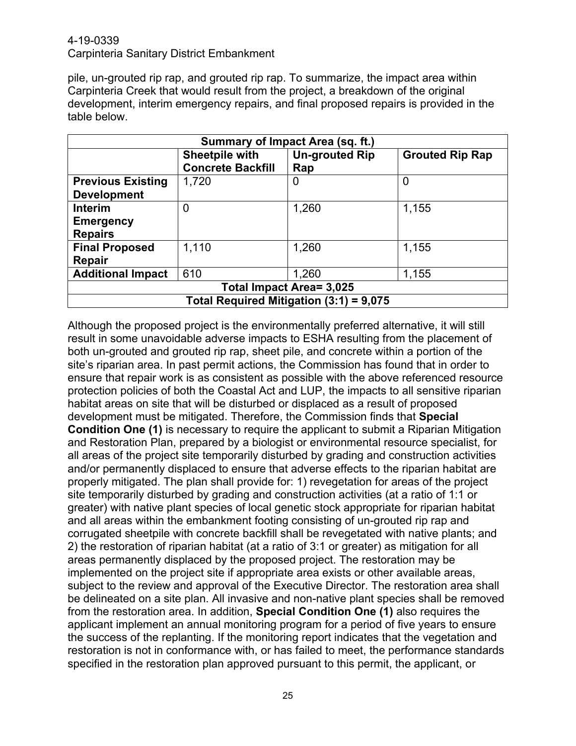pile, un-grouted rip rap, and grouted rip rap. To summarize, the impact area within Carpinteria Creek that would result from the project, a breakdown of the original development, interim emergency repairs, and final proposed repairs is provided in the table below.

| Summary of Impact Area (sq. ft.) | | | |
|---|---|---|---|
| | **Sheetpile with Concrete Backfill** | **Un-grouted Rip Rap** | **Grouted Rip Rap** |
| **Previous Existing Development** | 1,720 | 0 | 0 |
| **Interim Emergency Repairs** | 0 | 1,260 | 1,155 |
| **Final Proposed Repair** | 1,110 | 1,260 | 1,155 |
| **Additional Impact** | 610 | 1,260 | 1,155 |
| **Total Impact Area= 3,025** | | | |
| **Total Required Mitigation (3:1) = 9,075** | | | |

Although the proposed project is the environmentally preferred alternative, it will still result in some unavoidable adverse impacts to ESHA resulting from the placement of both un-grouted and grouted rip rap, sheet pile, and concrete within a portion of the site's riparian area. In past permit actions, the Commission has found that in order to ensure that repair work is as consistent as possible with the above referenced resource protection policies of both the Coastal Act and LUP, the impacts to all sensitive riparian habitat areas on site that will be disturbed or displaced as a result of proposed development must be mitigated. Therefore, the Commission finds that **Special Condition One (1)** is necessary to require the applicant to submit a Riparian Mitigation and Restoration Plan, prepared by a biologist or environmental resource specialist, for all areas of the project site temporarily disturbed by grading and construction activities and/or permanently displaced to ensure that adverse effects to the riparian habitat are properly mitigated. The plan shall provide for: 1) revegetation for areas of the project site temporarily disturbed by grading and construction activities (at a ratio of 1:1 or greater) with native plant species of local genetic stock appropriate for riparian habitat and all areas within the embankment footing consisting of un-grouted rip rap and corrugated sheetpile with concrete backfill shall be revegetated with native plants; and 2) the restoration of riparian habitat (at a ratio of 3:1 or greater) as mitigation for all areas permanently displaced by the proposed project. The restoration may be implemented on the project site if appropriate area exists or other available areas, subject to the review and approval of the Executive Director. The restoration area shall be delineated on a site plan. All invasive and non-native plant species shall be removed from the restoration area. In addition, **Special Condition One (1)** also requires the applicant implement an annual monitoring program for a period of five years to ensure the success of the replanting. If the monitoring report indicates that the vegetation and restoration is not in conformance with, or has failed to meet, the performance standards specified in the restoration plan approved pursuant to this permit, the applicant, or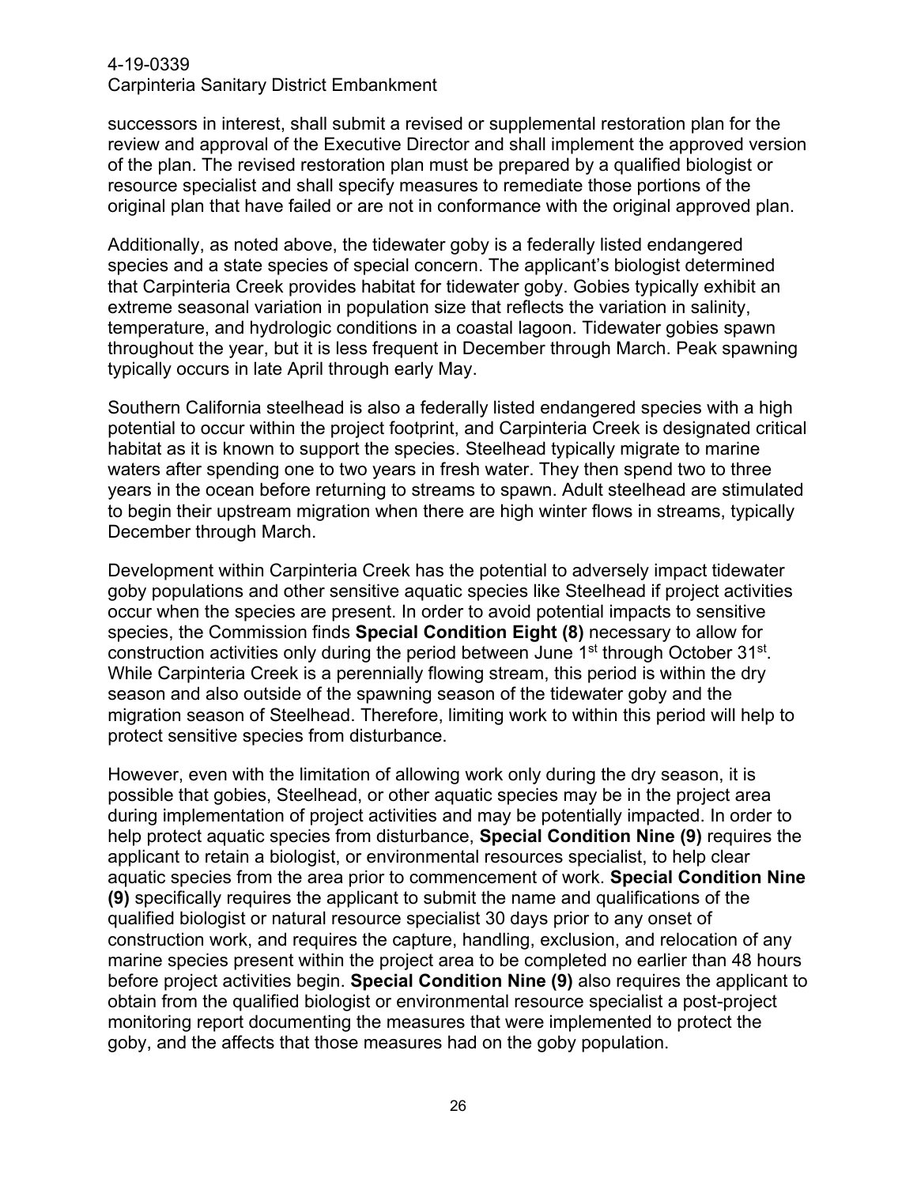successors in interest, shall submit a revised or supplemental restoration plan for the review and approval of the Executive Director and shall implement the approved version of the plan. The revised restoration plan must be prepared by a qualified biologist or resource specialist and shall specify measures to remediate those portions of the original plan that have failed or are not in conformance with the original approved plan.

Additionally, as noted above, the tidewater goby is a federally listed endangered species and a state species of special concern. The applicant's biologist determined that Carpinteria Creek provides habitat for tidewater goby. Gobies typically exhibit an extreme seasonal variation in population size that reflects the variation in salinity, temperature, and hydrologic conditions in a coastal lagoon. Tidewater gobies spawn throughout the year, but it is less frequent in December through March. Peak spawning typically occurs in late April through early May.

Southern California steelhead is also a federally listed endangered species with a high potential to occur within the project footprint, and Carpinteria Creek is designated critical habitat as it is known to support the species. Steelhead typically migrate to marine waters after spending one to two years in fresh water. They then spend two to three years in the ocean before returning to streams to spawn. Adult steelhead are stimulated to begin their upstream migration when there are high winter flows in streams, typically December through March.

Development within Carpinteria Creek has the potential to adversely impact tidewater goby populations and other sensitive aquatic species like Steelhead if project activities occur when the species are present. In order to avoid potential impacts to sensitive species, the Commission finds **Special Condition Eight (8)** necessary to allow for construction activities only during the period between June 1st through October 31st. While Carpinteria Creek is a perennially flowing stream, this period is within the dry season and also outside of the spawning season of the tidewater goby and the migration season of Steelhead. Therefore, limiting work to within this period will help to protect sensitive species from disturbance.

However, even with the limitation of allowing work only during the dry season, it is possible that gobies, Steelhead, or other aquatic species may be in the project area during implementation of project activities and may be potentially impacted. In order to help protect aquatic species from disturbance, **Special Condition Nine (9)** requires the applicant to retain a biologist, or environmental resources specialist, to help clear aquatic species from the area prior to commencement of work. **Special Condition Nine (9)** specifically requires the applicant to submit the name and qualifications of the qualified biologist or natural resource specialist 30 days prior to any onset of construction work, and requires the capture, handling, exclusion, and relocation of any marine species present within the project area to be completed no earlier than 48 hours before project activities begin. **Special Condition Nine (9)** also requires the applicant to obtain from the qualified biologist or environmental resource specialist a post-project monitoring report documenting the measures that were implemented to protect the goby, and the affects that those measures had on the goby population.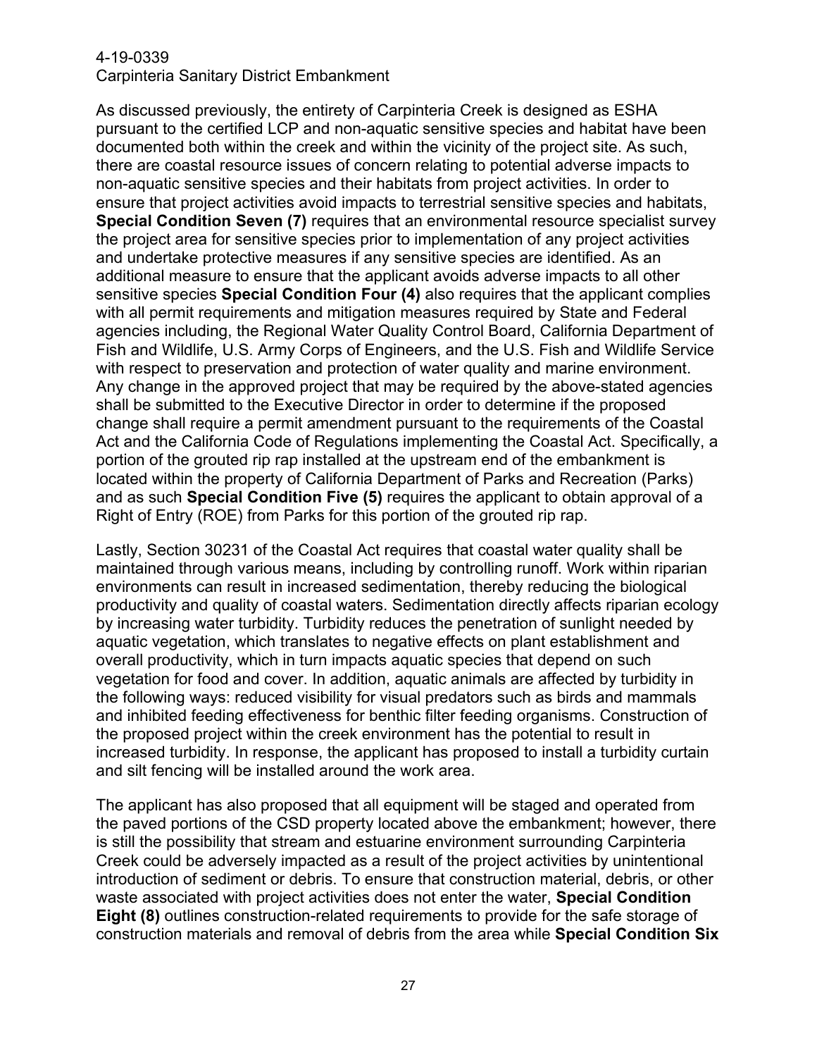As discussed previously, the entirety of Carpinteria Creek is designed as ESHA pursuant to the certified LCP and non-aquatic sensitive species and habitat have been documented both within the creek and within the vicinity of the project site. As such, there are coastal resource issues of concern relating to potential adverse impacts to non-aquatic sensitive species and their habitats from project activities. In order to ensure that project activities avoid impacts to terrestrial sensitive species and habitats, **Special Condition Seven (7)** requires that an environmental resource specialist survey the project area for sensitive species prior to implementation of any project activities and undertake protective measures if any sensitive species are identified. As an additional measure to ensure that the applicant avoids adverse impacts to all other sensitive species **Special Condition Four (4)** also requires that the applicant complies with all permit requirements and mitigation measures required by State and Federal agencies including, the Regional Water Quality Control Board, California Department of Fish and Wildlife, U.S. Army Corps of Engineers, and the U.S. Fish and Wildlife Service with respect to preservation and protection of water quality and marine environment. Any change in the approved project that may be required by the above-stated agencies shall be submitted to the Executive Director in order to determine if the proposed change shall require a permit amendment pursuant to the requirements of the Coastal Act and the California Code of Regulations implementing the Coastal Act. Specifically, a portion of the grouted rip rap installed at the upstream end of the embankment is located within the property of California Department of Parks and Recreation (Parks) and as such **Special Condition Five (5)** requires the applicant to obtain approval of a Right of Entry (ROE) from Parks for this portion of the grouted rip rap.

Lastly, Section 30231 of the Coastal Act requires that coastal water quality shall be maintained through various means, including by controlling runoff. Work within riparian environments can result in increased sedimentation, thereby reducing the biological productivity and quality of coastal waters. Sedimentation directly affects riparian ecology by increasing water turbidity. Turbidity reduces the penetration of sunlight needed by aquatic vegetation, which translates to negative effects on plant establishment and overall productivity, which in turn impacts aquatic species that depend on such vegetation for food and cover. In addition, aquatic animals are affected by turbidity in the following ways: reduced visibility for visual predators such as birds and mammals and inhibited feeding effectiveness for benthic filter feeding organisms. Construction of the proposed project within the creek environment has the potential to result in increased turbidity. In response, the applicant has proposed to install a turbidity curtain and silt fencing will be installed around the work area.

The applicant has also proposed that all equipment will be staged and operated from the paved portions of the CSD property located above the embankment; however, there is still the possibility that stream and estuarine environment surrounding Carpinteria Creek could be adversely impacted as a result of the project activities by unintentional introduction of sediment or debris. To ensure that construction material, debris, or other waste associated with project activities does not enter the water, **Special Condition Eight (8)** outlines construction-related requirements to provide for the safe storage of construction materials and removal of debris from the area while **Special Condition Six**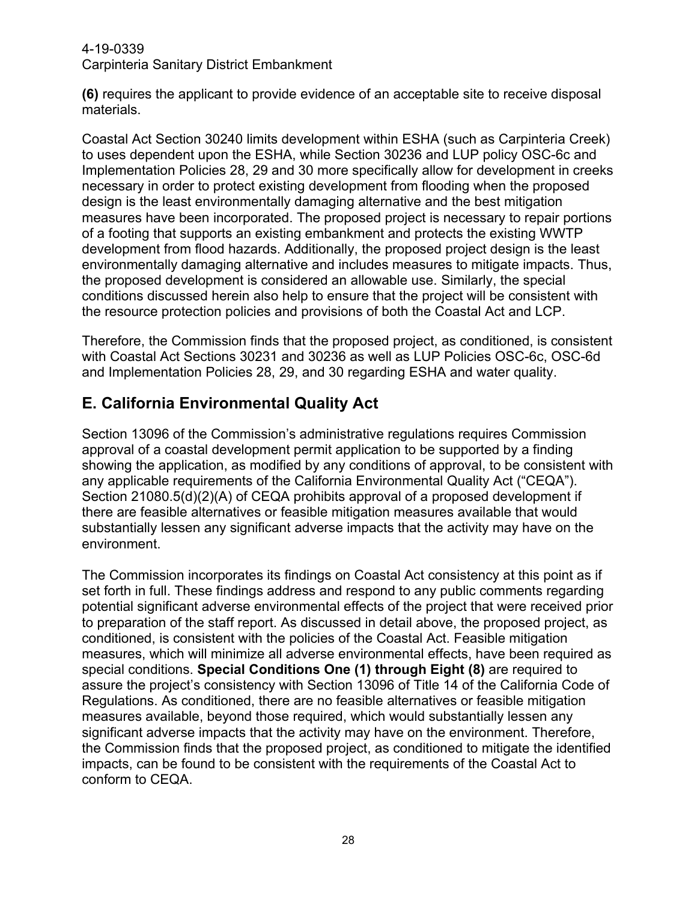**(6)** requires the applicant to provide evidence of an acceptable site to receive disposal materials.

Coastal Act Section 30240 limits development within ESHA (such as Carpinteria Creek) to uses dependent upon the ESHA, while Section 30236 and LUP policy OSC-6c and Implementation Policies 28, 29 and 30 more specifically allow for development in creeks necessary in order to protect existing development from flooding when the proposed design is the least environmentally damaging alternative and the best mitigation measures have been incorporated. The proposed project is necessary to repair portions of a footing that supports an existing embankment and protects the existing WWTP development from flood hazards. Additionally, the proposed project design is the least environmentally damaging alternative and includes measures to mitigate impacts. Thus, the proposed development is considered an allowable use. Similarly, the special conditions discussed herein also help to ensure that the project will be consistent with the resource protection policies and provisions of both the Coastal Act and LCP.

Therefore, the Commission finds that the proposed project, as conditioned, is consistent with Coastal Act Sections 30231 and 30236 as well as LUP Policies OSC-6c, OSC-6d and Implementation Policies 28, 29, and 30 regarding ESHA and water quality.

## E. California Environmental Quality Act

Section 13096 of the Commission's administrative regulations requires Commission approval of a coastal development permit application to be supported by a finding showing the application, as modified by any conditions of approval, to be consistent with any applicable requirements of the California Environmental Quality Act ("CEQA"). Section 21080.5(d)(2)(A) of CEQA prohibits approval of a proposed development if there are feasible alternatives or feasible mitigation measures available that would substantially lessen any significant adverse impacts that the activity may have on the environment.

The Commission incorporates its findings on Coastal Act consistency at this point as if set forth in full. These findings address and respond to any public comments regarding potential significant adverse environmental effects of the project that were received prior to preparation of the staff report. As discussed in detail above, the proposed project, as conditioned, is consistent with the policies of the Coastal Act. Feasible mitigation measures, which will minimize all adverse environmental effects, have been required as special conditions. **Special Conditions One (1) through Eight (8)** are required to assure the project's consistency with Section 13096 of Title 14 of the California Code of Regulations. As conditioned, there are no feasible alternatives or feasible mitigation measures available, beyond those required, which would substantially lessen any significant adverse impacts that the activity may have on the environment. Therefore, the Commission finds that the proposed project, as conditioned to mitigate the identified impacts, can be found to be consistent with the requirements of the Coastal Act to conform to CEQA.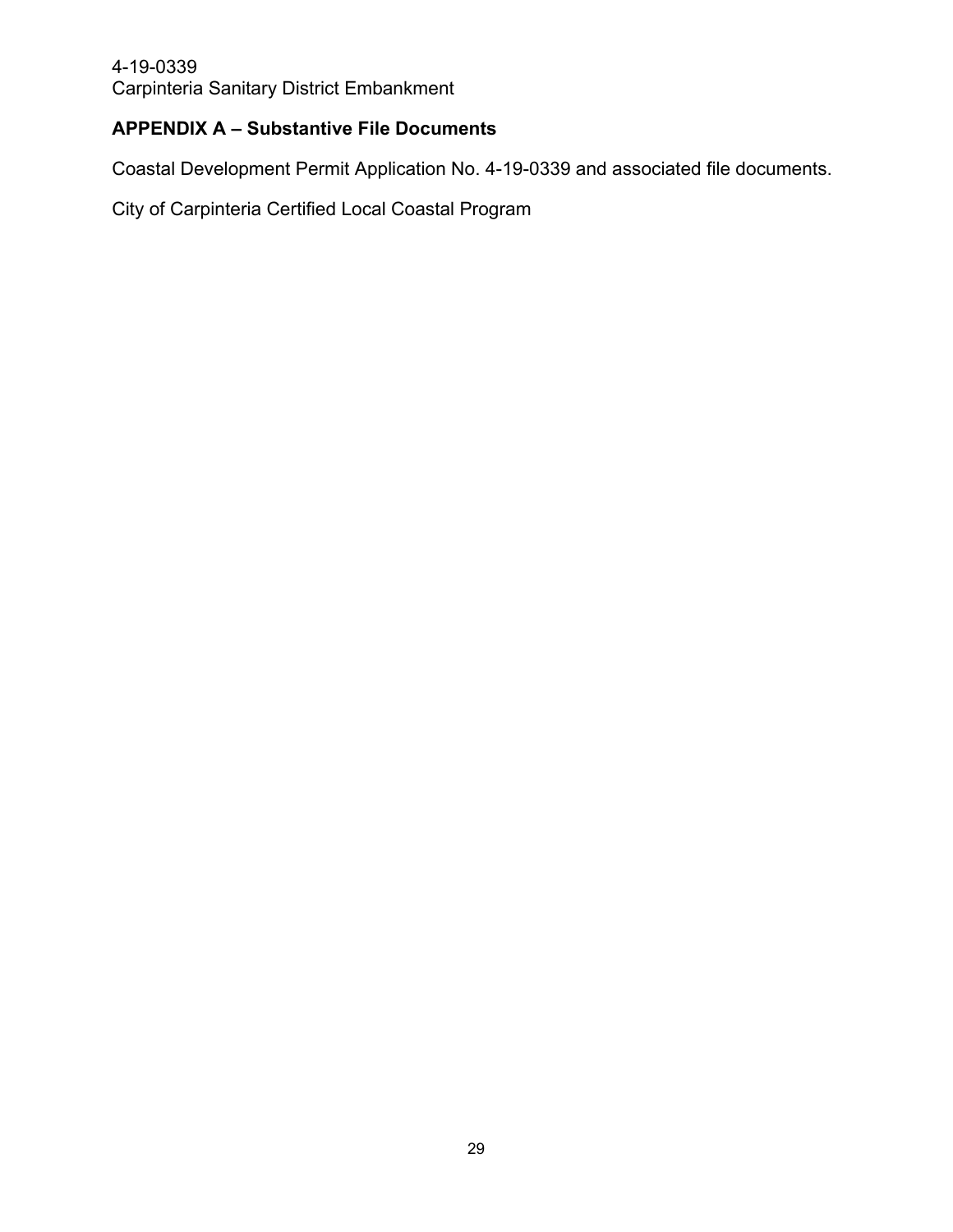## APPENDIX A – Substantive File Documents

Coastal Development Permit Application No. 4-19-0339 and associated file documents.

City of Carpinteria Certified Local Coastal Program